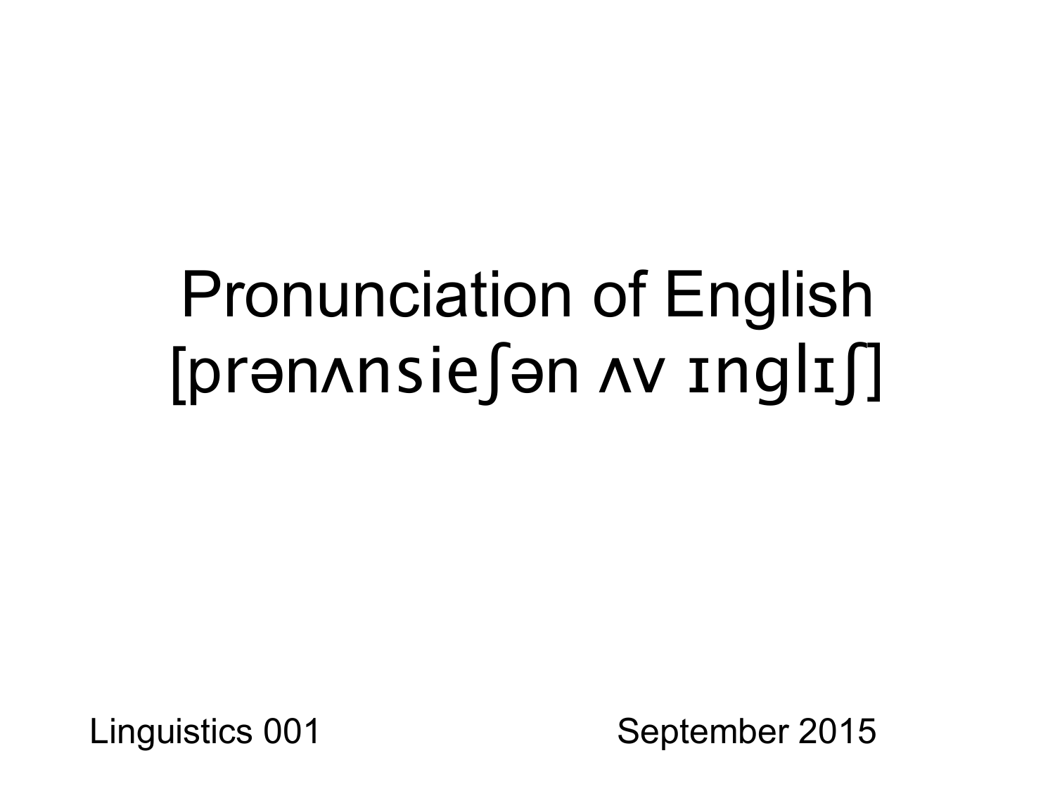# Pronunciation of English
# [prənʌnsieʃən ʌv ɪnglɪʃ]

Linguistics 001

September 2015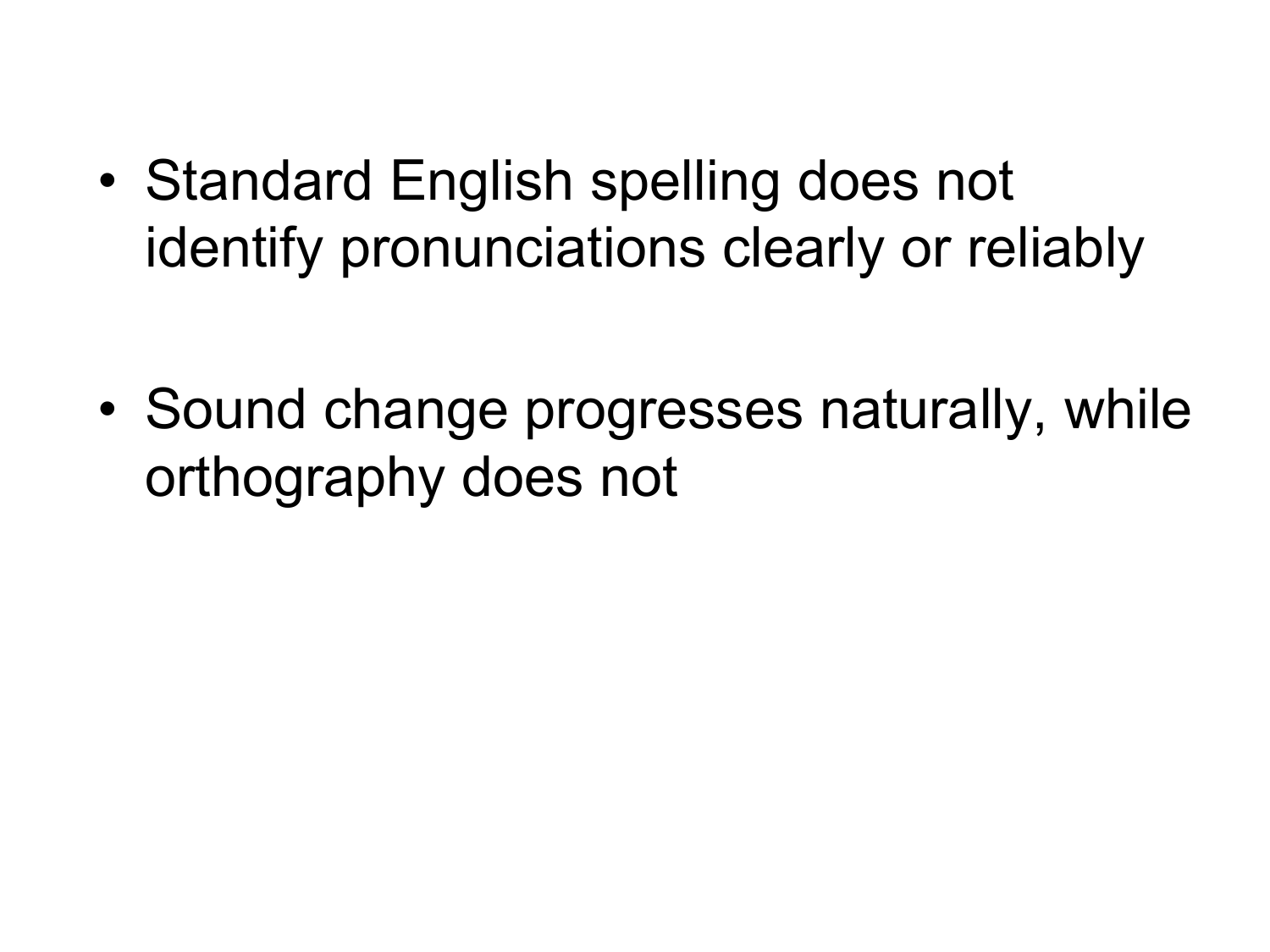- Standard English spelling does not identify pronunciations clearly or reliably

- Sound change progresses naturally, while orthography does not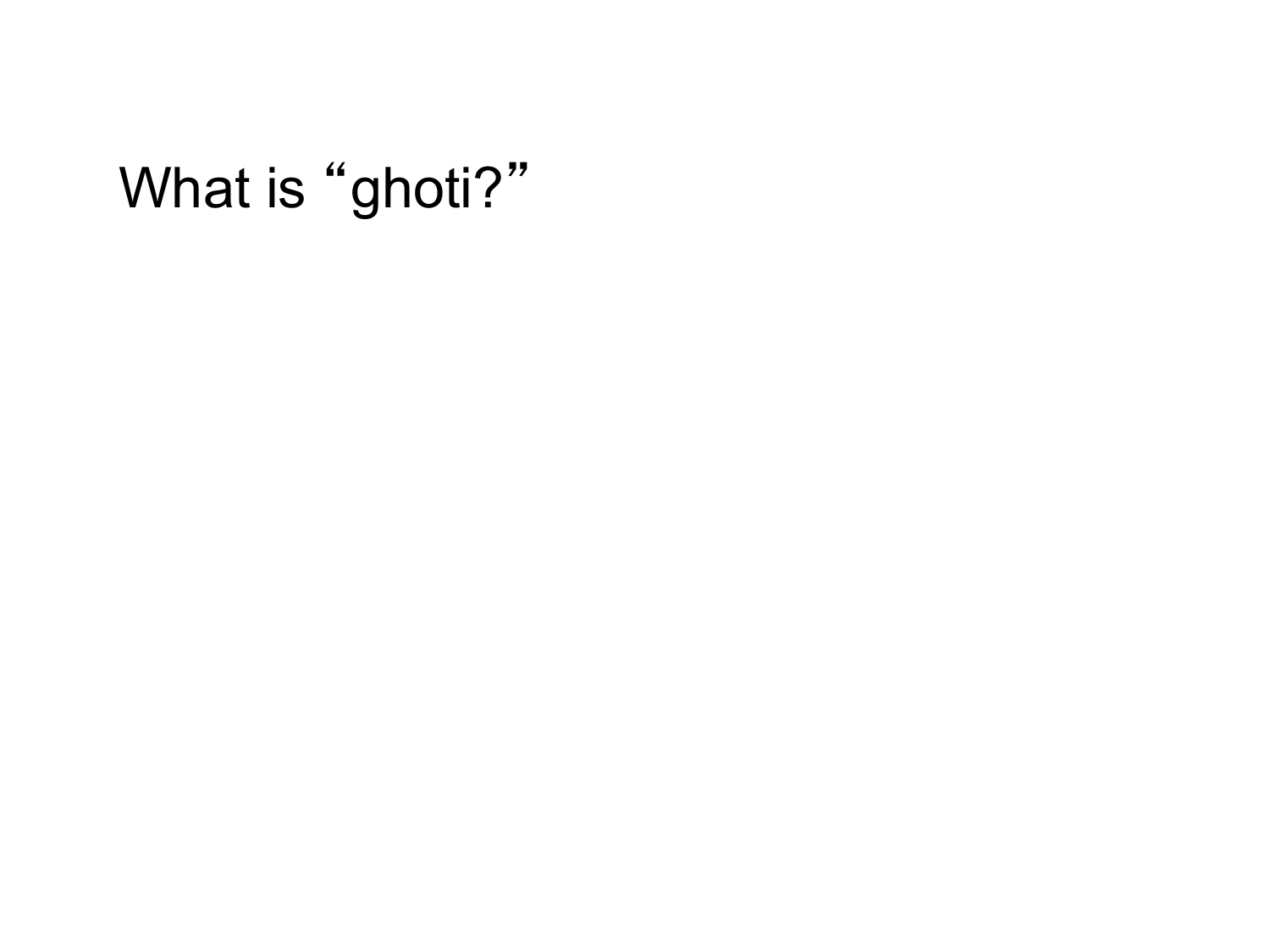What is "ghoti?"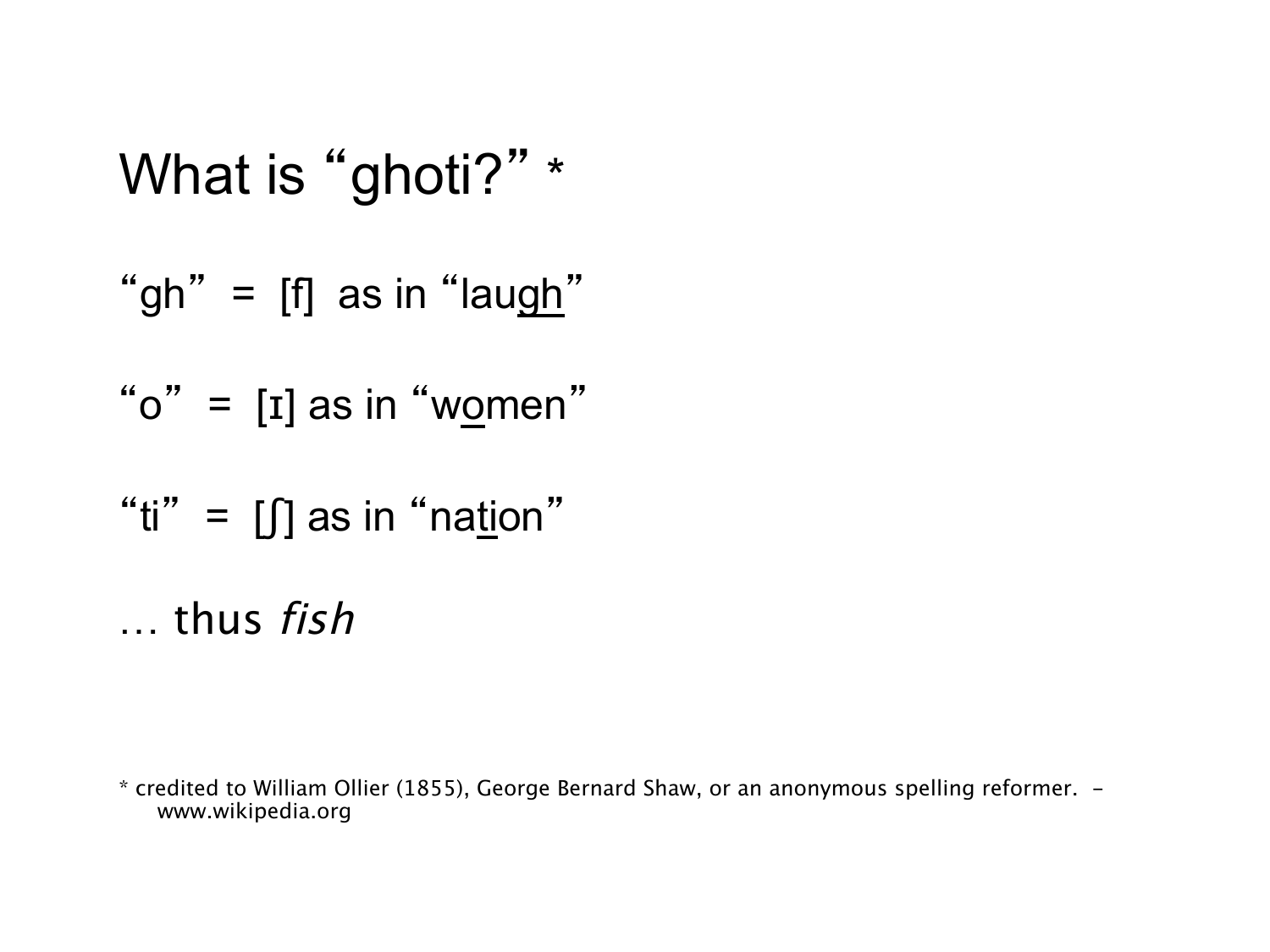# What is "ghoti?" *

"gh" = [f] as in "lau<u>gh</u>"

"o" = [ɪ] as in "w<u>o</u>men"

"ti" = [ʃ] as in "na<u>ti</u>on"

… thus *fish*

* credited to William Ollier (1855), George Bernard Shaw, or an anonymous spelling reformer. - www.wikipedia.org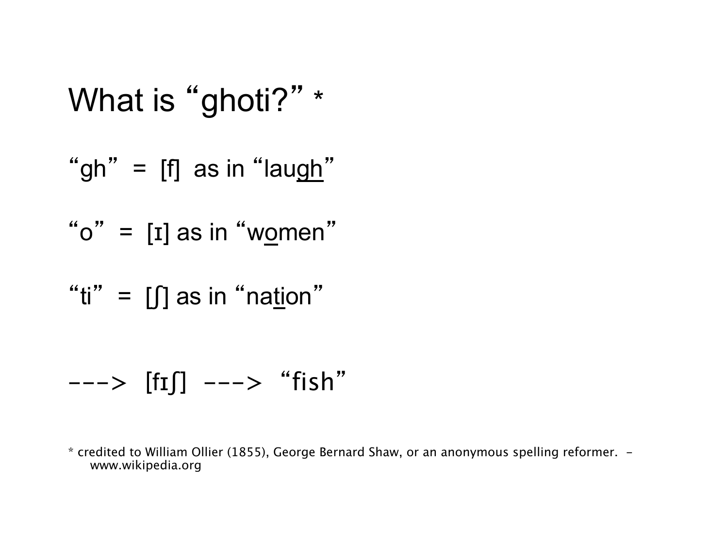# What is "ghoti?" *

"gh" = [f] as in "lau<u>gh</u>"

"o" = [ɪ] as in "w<u>o</u>men"

"ti" = [ʃ] as in "na<u>ti</u>on"

---> [fɪʃ] ---> "fish"

* credited to William Ollier (1855), George Bernard Shaw, or an anonymous spelling reformer. - www.wikipedia.org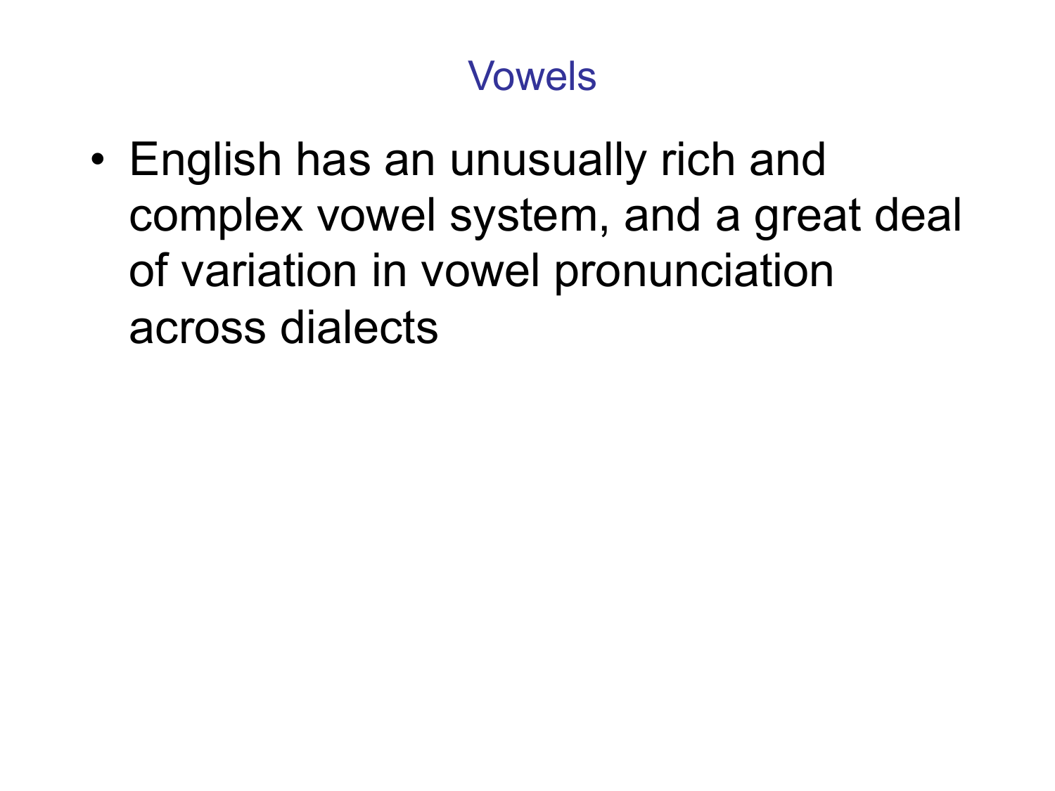# Vowels

- English has an unusually rich and complex vowel system, and a great deal of variation in vowel pronunciation across dialects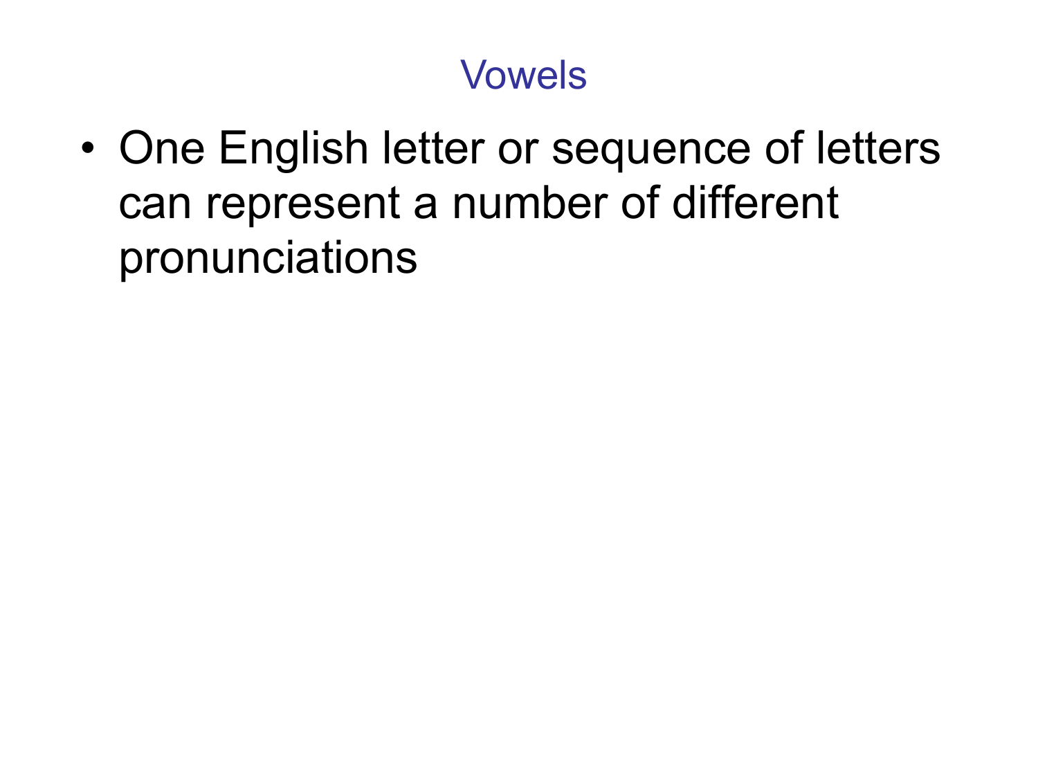# Vowels

- One English letter or sequence of letters can represent a number of different pronunciations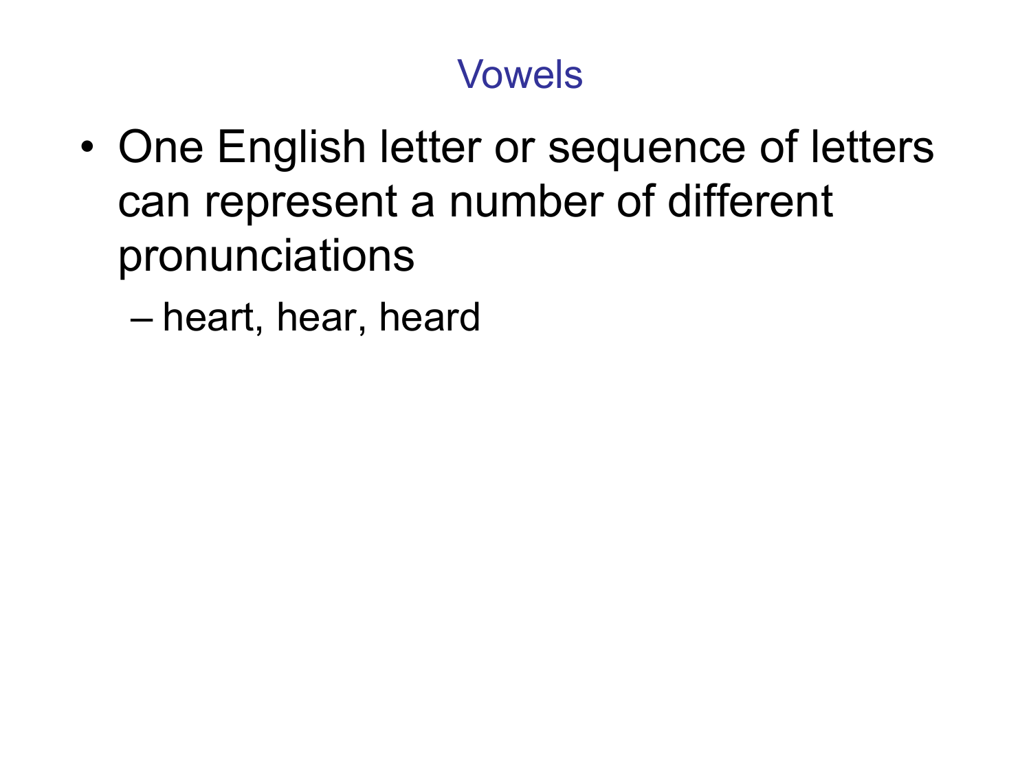# Vowels

- One English letter or sequence of letters can represent a number of different pronunciations
  - heart, hear, heard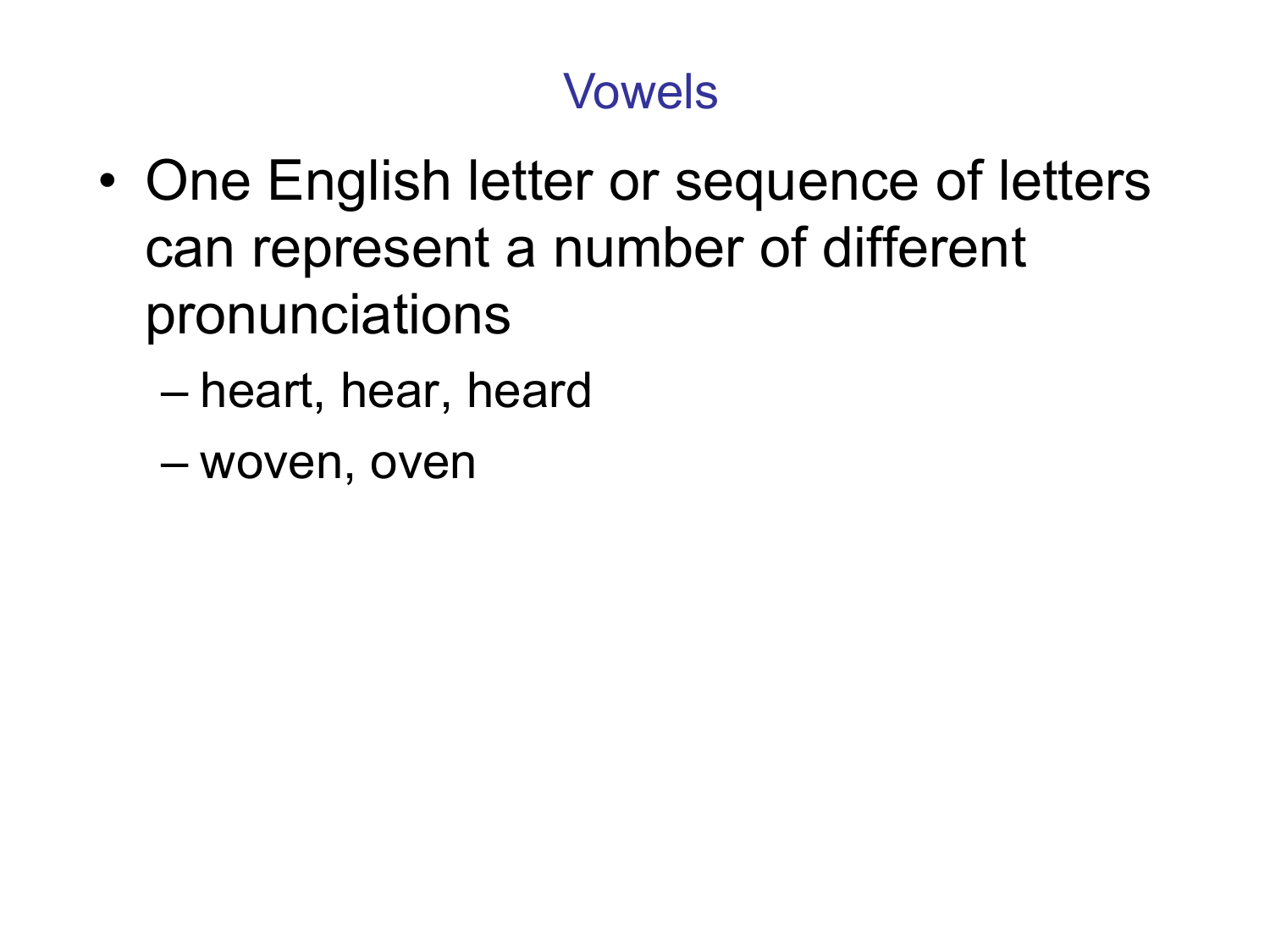# Vowels

- One English letter or sequence of letters can represent a number of different pronunciations
  - heart, hear, heard
  - woven, oven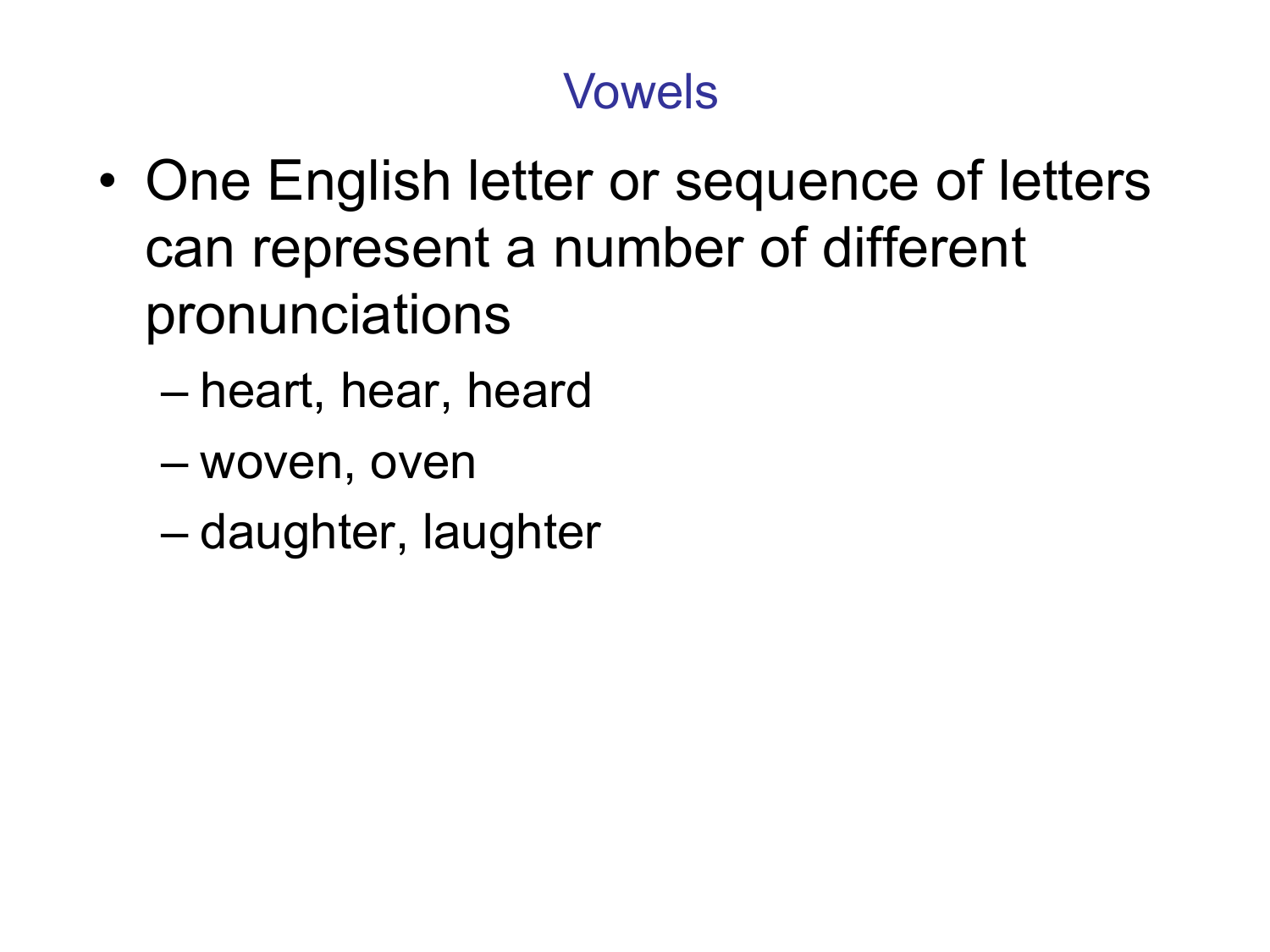# Vowels

- One English letter or sequence of letters can represent a number of different pronunciations
  - heart, hear, heard
  - woven, oven
  - daughter, laughter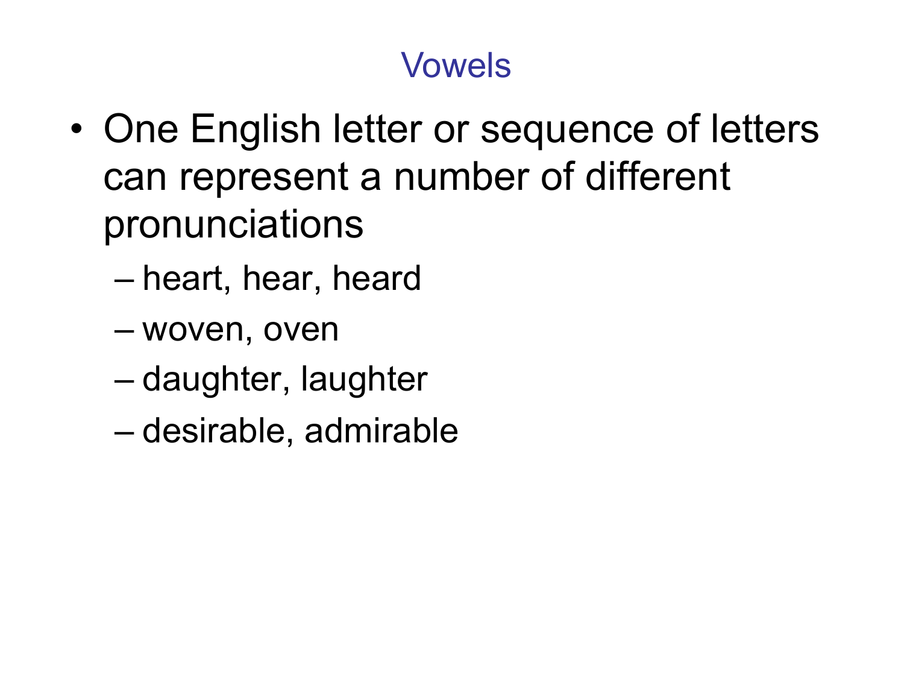# Vowels

- One English letter or sequence of letters can represent a number of different pronunciations
  - heart, hear, heard
  - woven, oven
  - daughter, laughter
  - desirable, admirable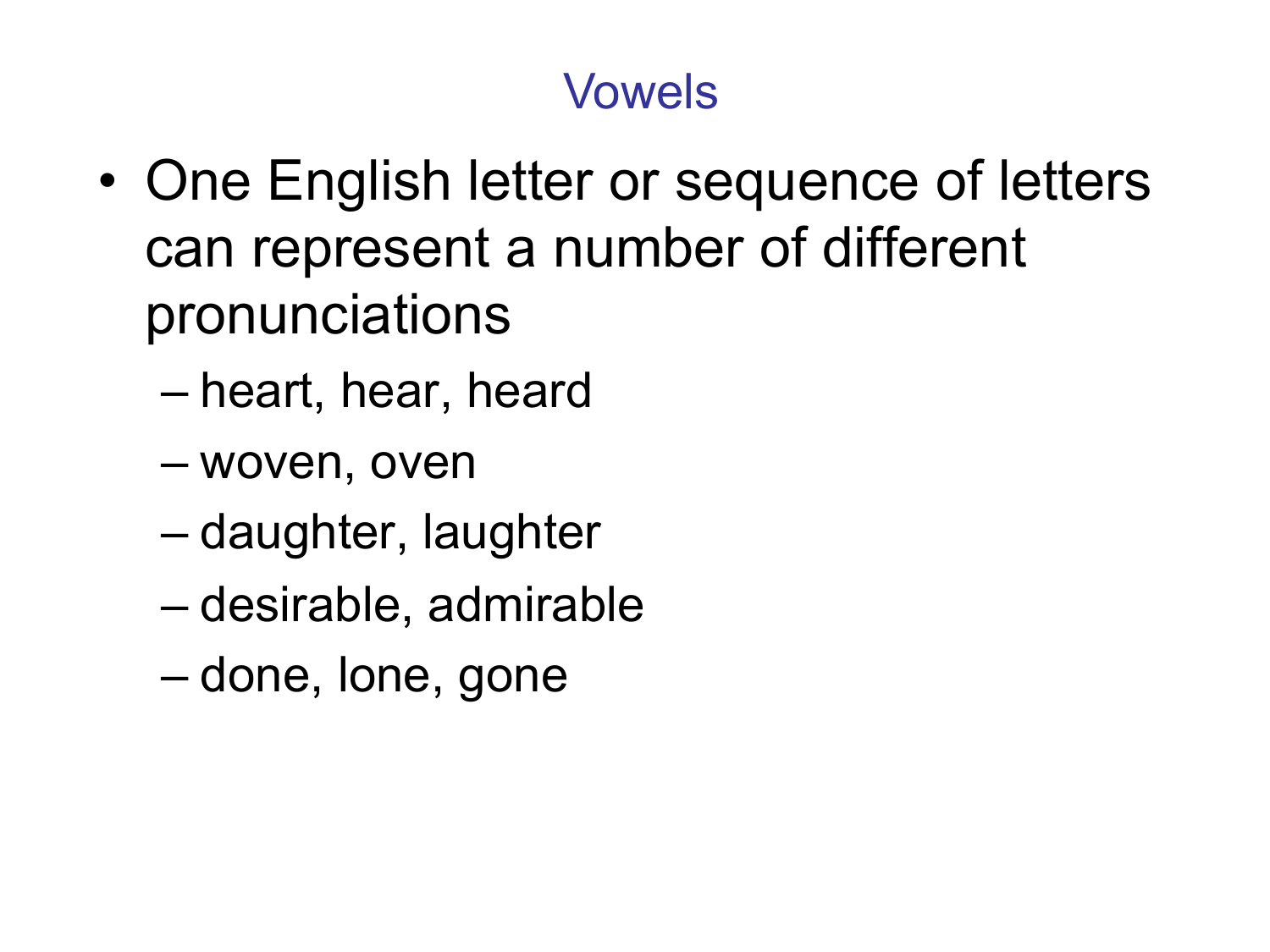# Vowels

- One English letter or sequence of letters can represent a number of different pronunciations
  - heart, hear, heard
  - woven, oven
  - daughter, laughter
  - desirable, admirable
  - done, lone, gone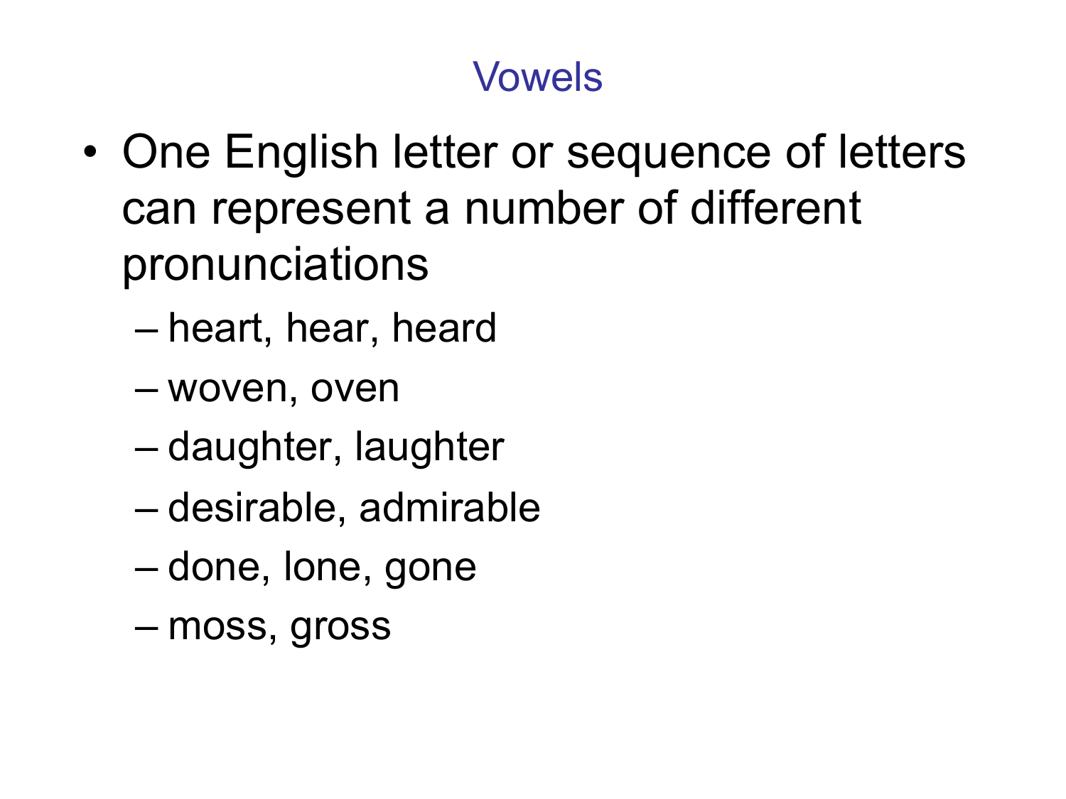# Vowels

- One English letter or sequence of letters can represent a number of different pronunciations
  - heart, hear, heard
  - woven, oven
  - daughter, laughter
  - desirable, admirable
  - done, lone, gone
  - moss, gross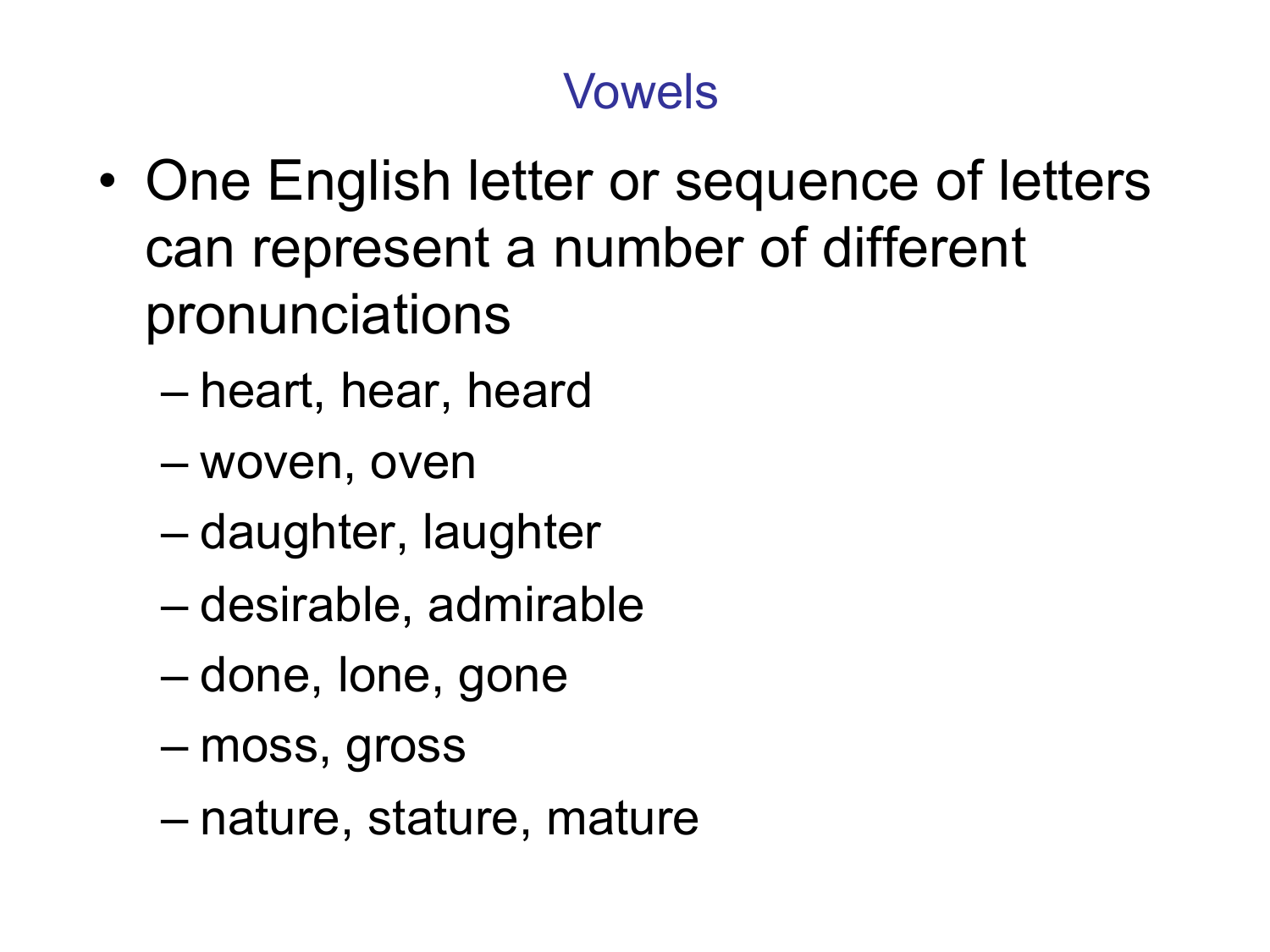# Vowels

- One English letter or sequence of letters can represent a number of different pronunciations
  - heart, hear, heard
  - woven, oven
  - daughter, laughter
  - desirable, admirable
  - done, lone, gone
  - moss, gross
  - nature, stature, mature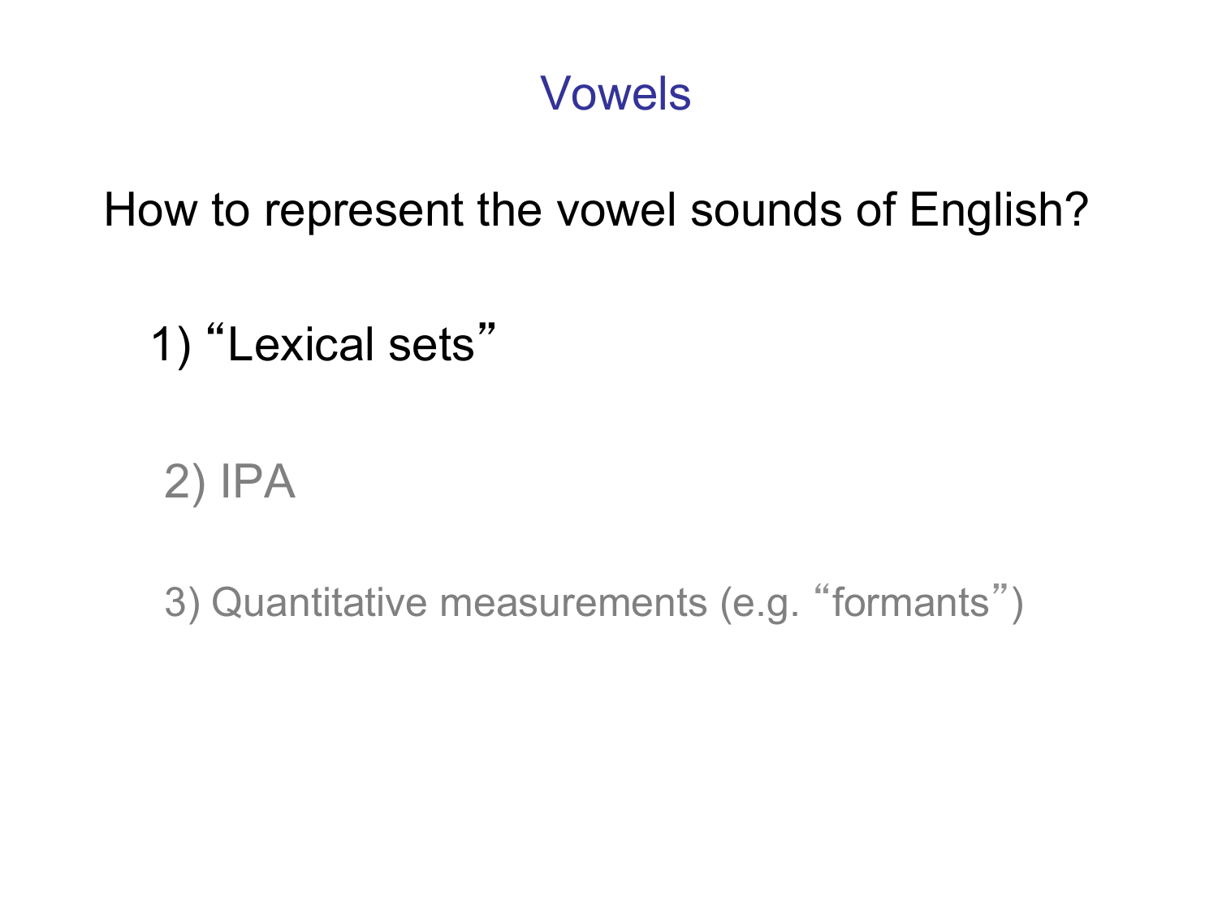# Vowels

How to represent the vowel sounds of English?

1) “Lexical sets”

2) IPA

3) Quantitative measurements (e.g. “formants”)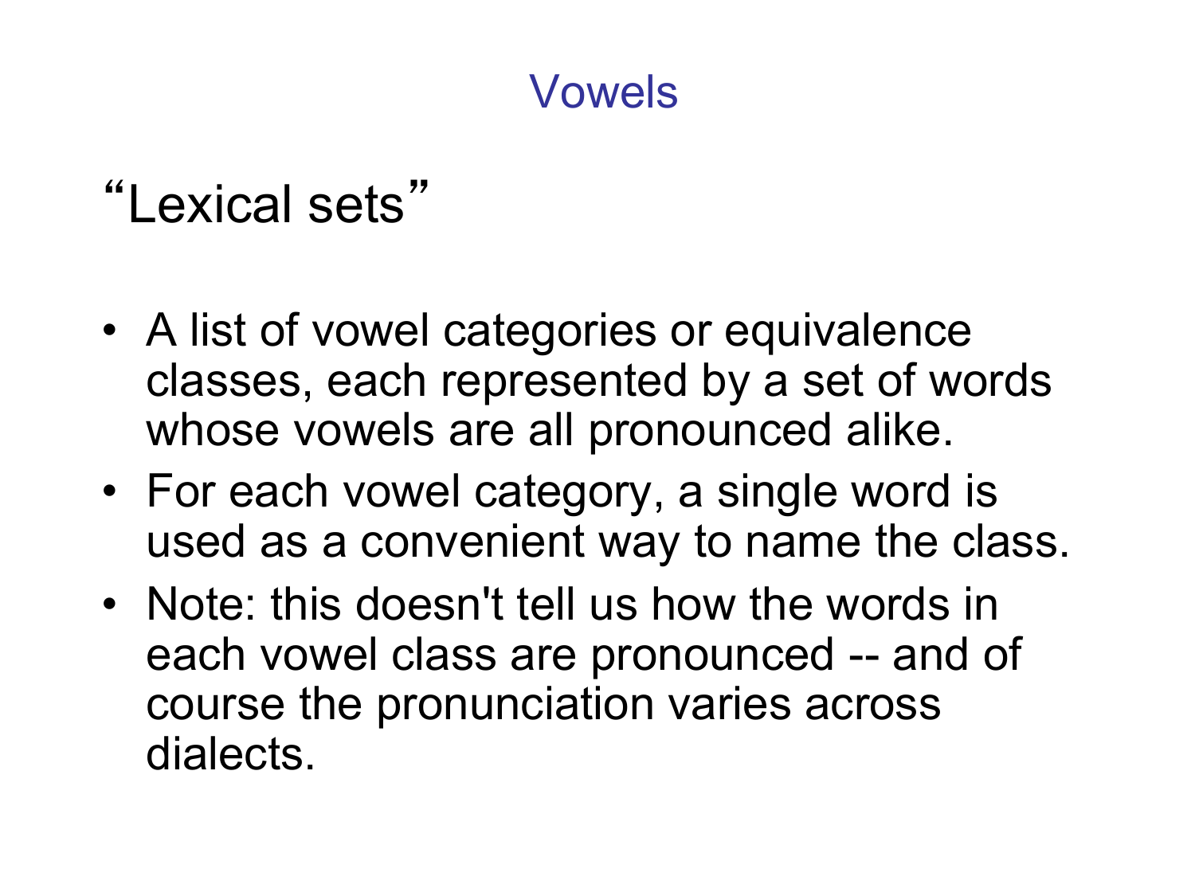# Vowels

## “Lexical sets”

- A list of vowel categories or equivalence classes, each represented by a set of words whose vowels are all pronounced alike.
- For each vowel category, a single word is used as a convenient way to name the class.
- Note: this doesn't tell us how the words in each vowel class are pronounced -- and of course the pronunciation varies across dialects.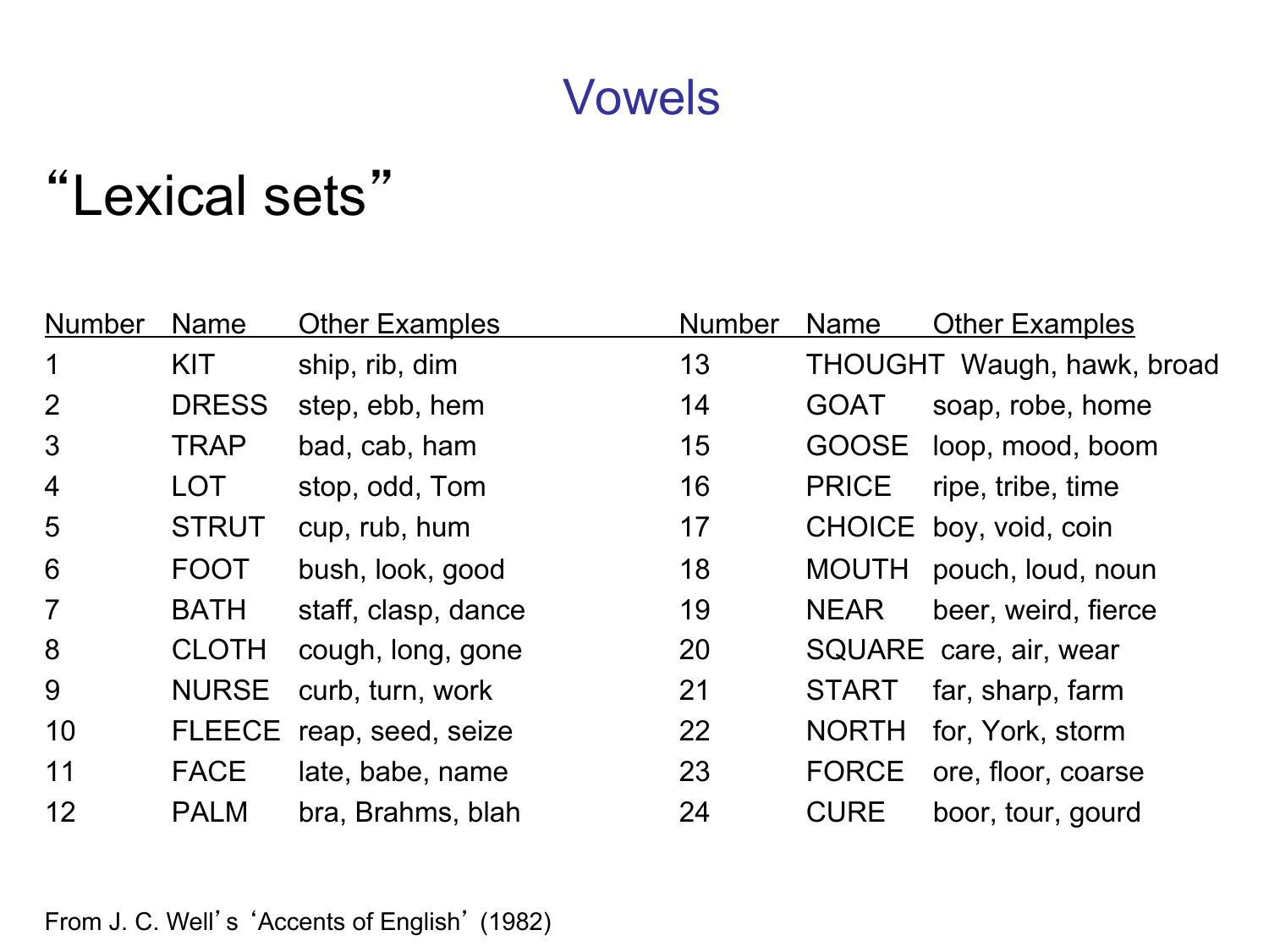# Vowels

## "Lexical sets"

| Number | Name | Other Examples | Number | Name | Other Examples |
|---|---|---|---|---|---|
| 1 | KIT | ship, rib, dim | 13 | THOUGHT | Waugh, hawk, broad |
| 2 | DRESS | step, ebb, hem | 14 | GOAT | soap, robe, home |
| 3 | TRAP | bad, cab, ham | 15 | GOOSE | loop, mood, boom |
| 4 | LOT | stop, odd, Tom | 16 | PRICE | ripe, tribe, time |
| 5 | STRUT | cup, rub, hum | 17 | CHOICE | boy, void, coin |
| 6 | FOOT | bush, look, good | 18 | MOUTH | pouch, loud, noun |
| 7 | BATH | staff, clasp, dance | 19 | NEAR | beer, weird, fierce |
| 8 | CLOTH | cough, long, gone | 20 | SQUARE | care, air, wear |
| 9 | NURSE | curb, turn, work | 21 | START | far, sharp, farm |
| 10 | FLEECE | reap, seed, seize | 22 | NORTH | for, York, storm |
| 11 | FACE | late, babe, name | 23 | FORCE | ore, floor, coarse |
| 12 | PALM | bra, Brahms, blah | 24 | CURE | boor, tour, gourd |

From J. C. Well's 'Accents of English' (1982)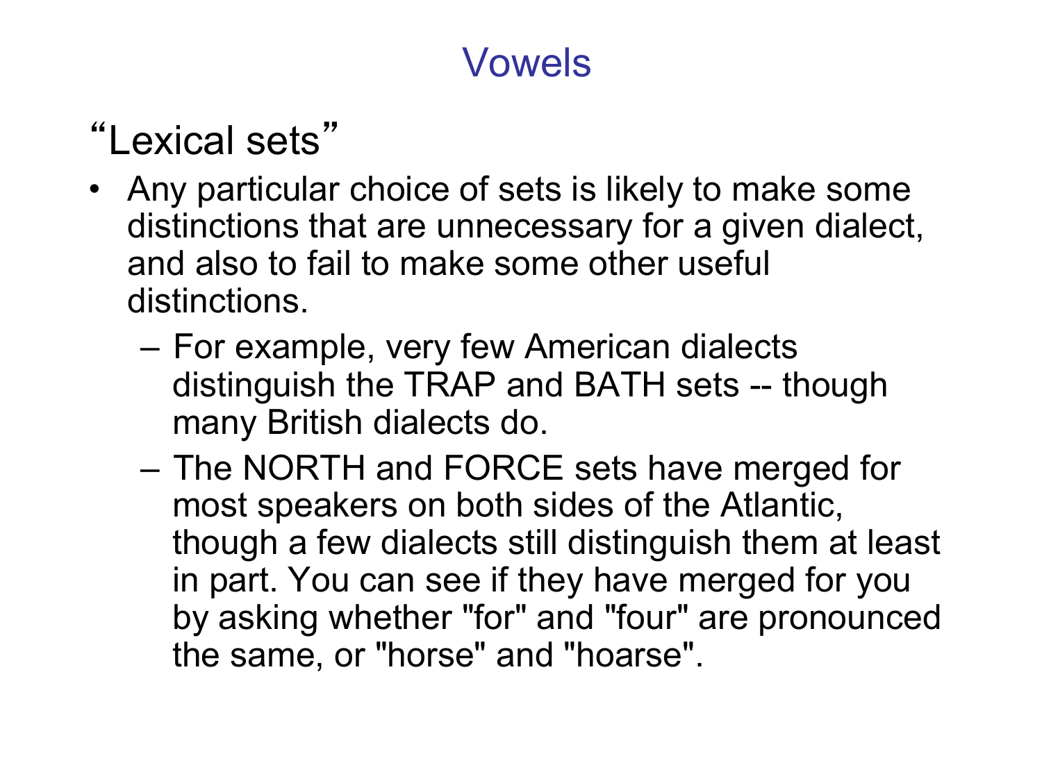# Vowels

## “Lexical sets”

- Any particular choice of sets is likely to make some distinctions that are unnecessary for a given dialect, and also to fail to make some other useful distinctions.
  - For example, very few American dialects distinguish the TRAP and BATH sets -- though many British dialects do.
  - The NORTH and FORCE sets have merged for most speakers on both sides of the Atlantic, though a few dialects still distinguish them at least in part. You can see if they have merged for you by asking whether "for" and "four" are pronounced the same, or "horse" and "hoarse".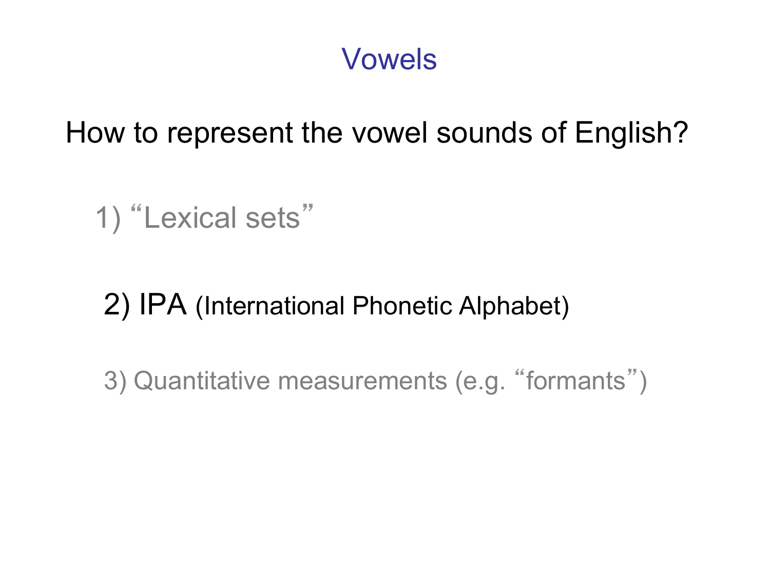# Vowels

How to represent the vowel sounds of English?

1) "Lexical sets"

2) IPA (International Phonetic Alphabet)

3) Quantitative measurements (e.g. "formants")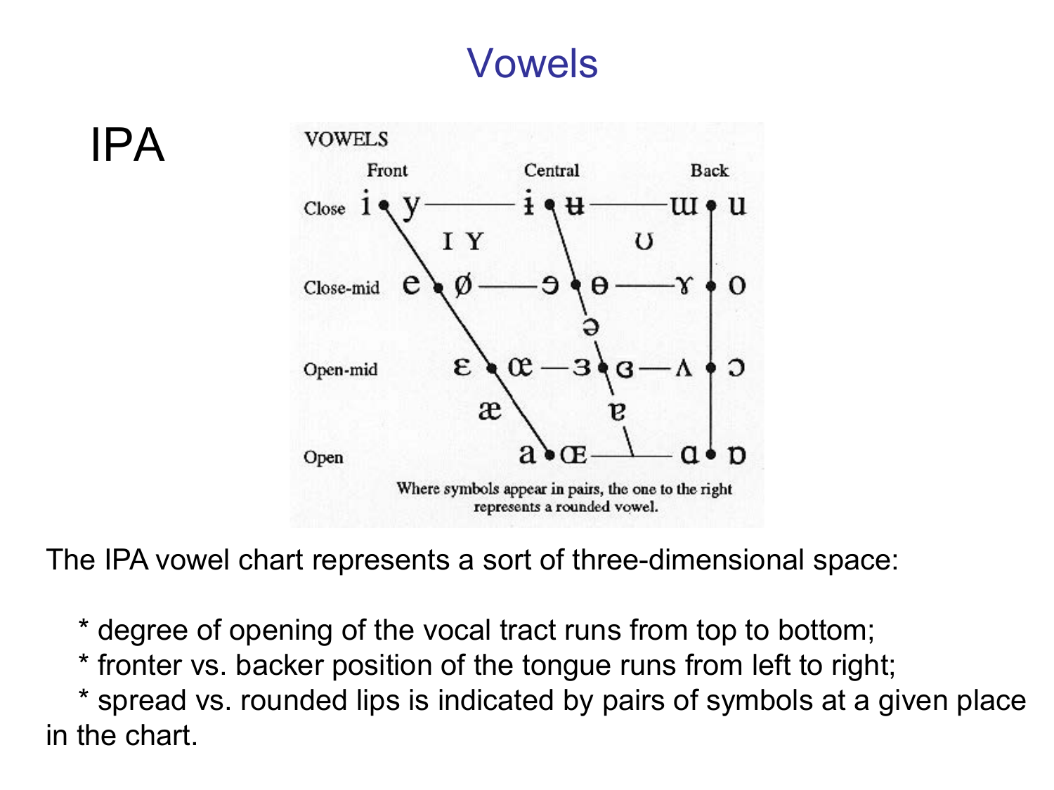# Vowels

IPA

VOWELS

| | Front | | Central | | Back |
|---|---|---|---|---|---|
| Close | i • y | | ɨ • ʉ | | ɯ • u |
| | | ɪ ʏ | | ʊ | |
| Close-mid | e • ø | | ɘ • ɵ | | ɤ • o |
| | | | ə | | |
| Open-mid | ɛ • œ | | ɜ • ɞ | | ʌ • ɔ |
| | | æ | ɐ | | |
| Open | | a • ɶ | | | ɑ • ɒ |

Where symbols appear in pairs, the one to the right represents a rounded vowel.

The IPA vowel chart represents a sort of three-dimensional space:

- degree of opening of the vocal tract runs from top to bottom;
- fronter vs. backer position of the tongue runs from left to right;
- spread vs. rounded lips is indicated by pairs of symbols at a given place in the chart.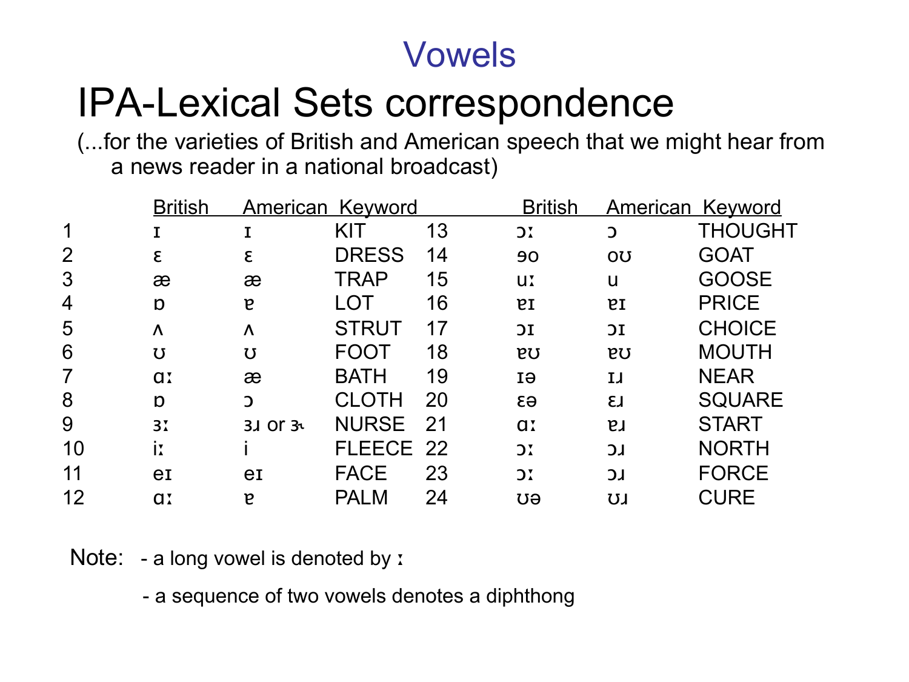# Vowels

## IPA-Lexical Sets correspondence

(...for the varieties of British and American speech that we might hear from a news reader in a national broadcast)

| | British | American | Keyword | | British | American | Keyword |
|---|---|---|---|---|---|---|---|
| 1 | ɪ | ɪ | KIT | 13 | ɔː | ɔ | THOUGHT |
| 2 | ɛ | ɛ | DRESS | 14 | əʊ | oʊ | GOAT |
| 3 | æ | æ | TRAP | 15 | uː | u | GOOSE |
| 4 | ɒ | ɐ | LOT | 16 | ɐɪ | ɐɪ | PRICE |
| 5 | ʌ | ʌ | STRUT | 17 | ɔɪ | ɔɪ | CHOICE |
| 6 | ʊ | ʊ | FOOT | 18 | ɐʊ | ɐʊ | MOUTH |
| 7 | ɑː | æ | BATH | 19 | ɪə | ɪɹ | NEAR |
| 8 | ɒ | ɔ | CLOTH | 20 | ɛə | ɛɹ | SQUARE |
| 9 | ɜː | ɜɹ or ɝ | NURSE | 21 | ɑː | ɐɹ | START |
| 10 | iː | i | FLEECE | 22 | ɔː | ɔɹ | NORTH |
| 11 | eɪ | eɪ | FACE | 23 | ɔː | ɔɹ | FORCE |
| 12 | ɑː | ɐ | PALM | 24 | ʊə | ʊɹ | CURE |

Note:
- a long vowel is denoted by ː
- a sequence of two vowels denotes a diphthong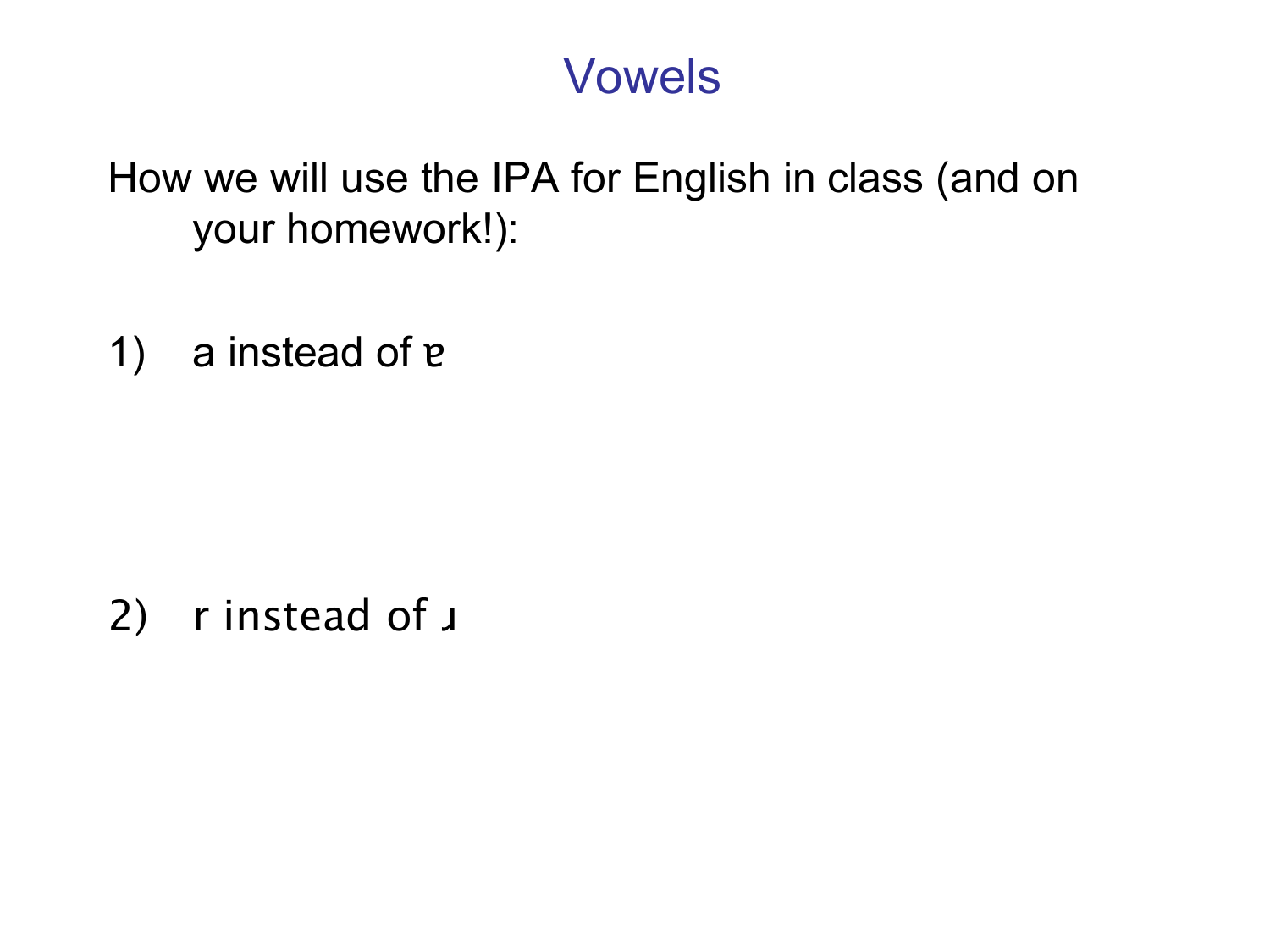# Vowels

How we will use the IPA for English in class (and on your homework!):

1) a instead of ɐ

2) r instead of ɹ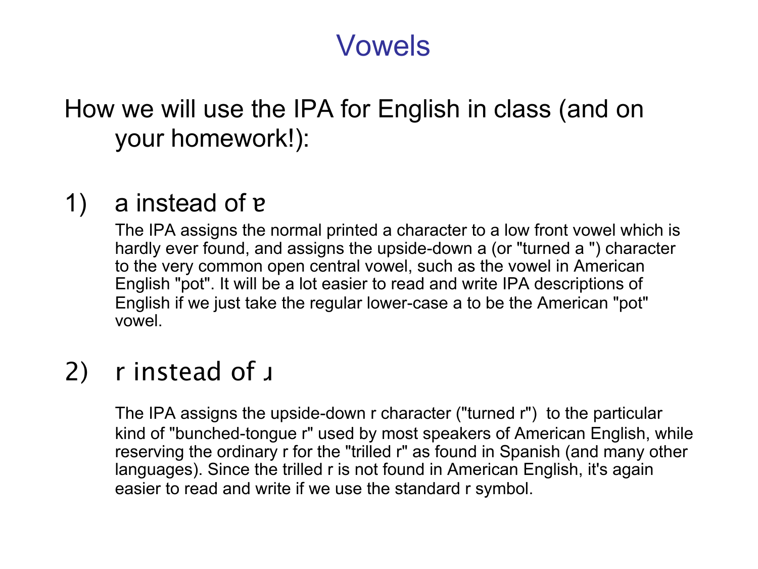# Vowels

How we will use the IPA for English in class (and on your homework!):

1) a instead of ɐ

The IPA assigns the normal printed a character to a low front vowel which is hardly ever found, and assigns the upside-down a (or "turned a ") character to the very common open central vowel, such as the vowel in American English "pot". It will be a lot easier to read and write IPA descriptions of English if we just take the regular lower-case a to be the American "pot" vowel.

2) r instead of ɹ

The IPA assigns the upside-down r character ("turned r") to the particular kind of "bunched-tongue r" used by most speakers of American English, while reserving the ordinary r for the "trilled r" as found in Spanish (and many other languages). Since the trilled r is not found in American English, it's again easier to read and write if we use the standard r symbol.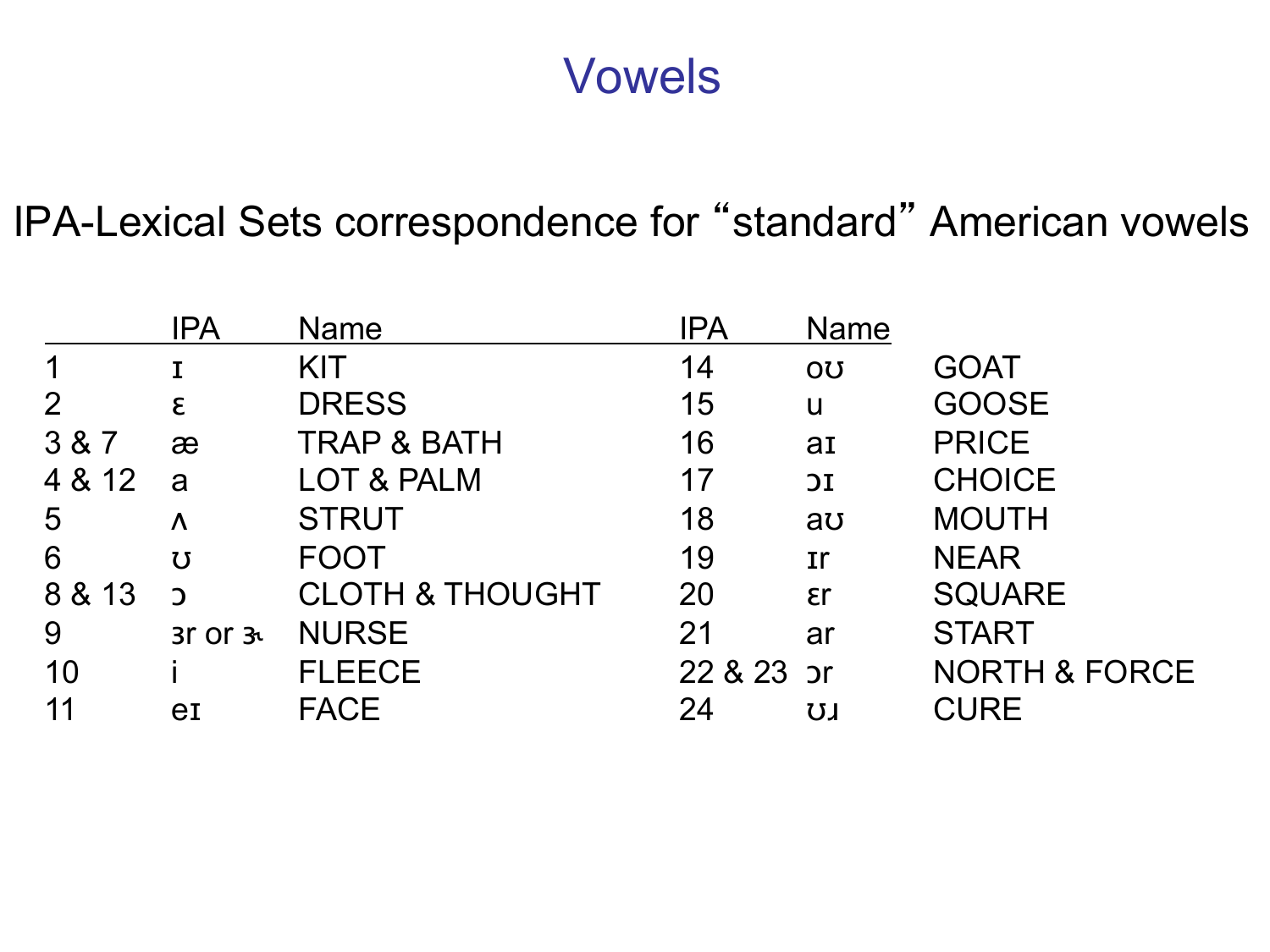# Vowels

## IPA-Lexical Sets correspondence for "standard" American vowels

| | IPA | Name | IPA | Name | |
|---|---|---|---|---|---|
| 1 | ɪ | KIT | 14 | oʊ | GOAT |
| 2 | ɛ | DRESS | 15 | u | GOOSE |
| 3 & 7 | æ | TRAP & BATH | 16 | aɪ | PRICE |
| 4 & 12 | a | LOT & PALM | 17 | ɔɪ | CHOICE |
| 5 | ʌ | STRUT | 18 | aʊ | MOUTH |
| 6 | ʊ | FOOT | 19 | ɪr | NEAR |
| 8 & 13 | ɔ | CLOTH & THOUGHT | 20 | ɛr | SQUARE |
| 9 | ɜr or ɝ | NURSE | 21 | ar | START |
| 10 | i | FLEECE | 22 & 23 | ɔr | NORTH & FORCE |
| 11 | eɪ | FACE | 24 | ʊɹ | CURE |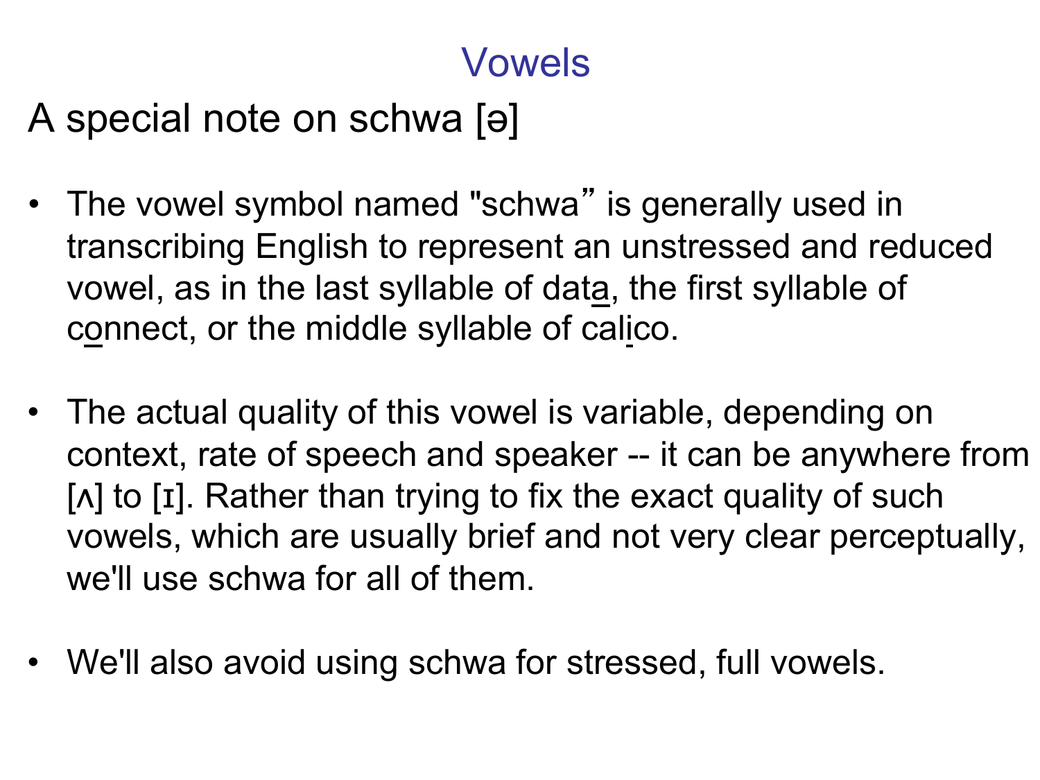# Vowels

## A special note on schwa [ə]

- The vowel symbol named "schwa" is generally used in transcribing English to represent an unstressed and reduced vowel, as in the last syllable of dat<u>a</u>, the first syllable of c<u>o</u>nnect, or the middle syllable of cal<u>i</u>co.

- The actual quality of this vowel is variable, depending on context, rate of speech and speaker -- it can be anywhere from [ʌ] to [ɪ]. Rather than trying to fix the exact quality of such vowels, which are usually brief and not very clear perceptually, we'll use schwa for all of them.

- We'll also avoid using schwa for stressed, full vowels.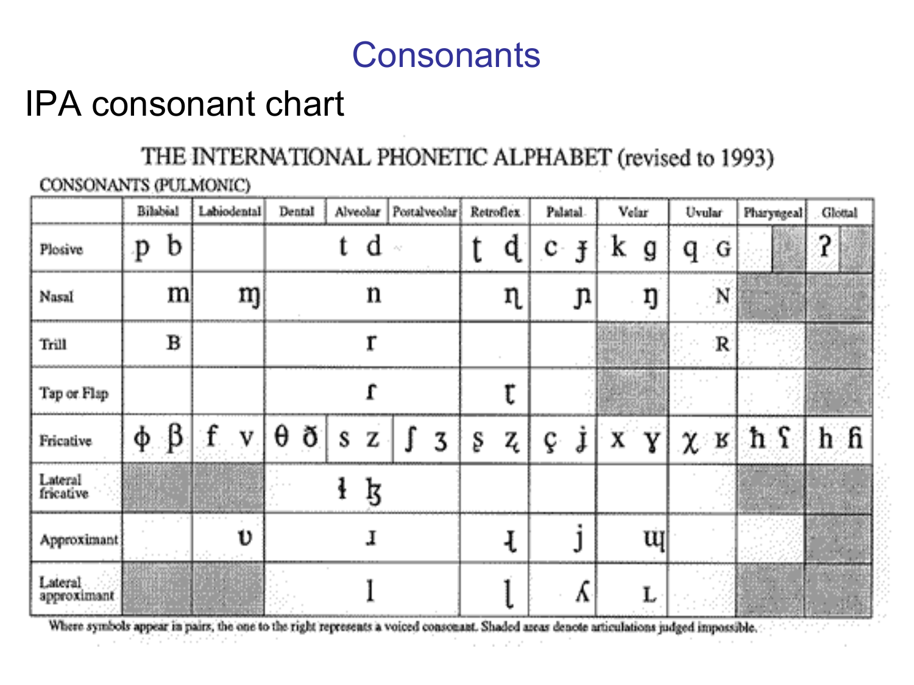# Consonants

## IPA consonant chart

THE INTERNATIONAL PHONETIC ALPHABET (revised to 1993)

CONSONANTS (PULMONIC)

| | Bilabial | Labiodental | Dental | Alveolar | Postalveolar | Retroflex | Palatal | Velar | Uvular | Pharyngeal | Glottal |
|---|---|---|---|---|---|---|---|---|---|---|---|
| Plosive | p b | | | t d | | ʈ ɖ | c ɟ | k g | q ɢ | | ʔ |
| Nasal | m | ɱ | | n | | ɳ | ɲ | ŋ | ɴ | | |
| Trill | ʙ | | | r | | | | | ʀ | | |
| Tap or Flap | | | | ɾ | | ɽ | | | | | |
| Fricative | ɸ β | f v | θ ð | s z | ʃ ʒ | ʂ ʐ | ç ʝ | x ɣ | χ ʁ | ħ ʕ | h ɦ |
| Lateral fricative | | | | ɬ ɮ | | | | | | | |
| Approximant | | ʋ | | ɹ | | ɻ | j | ɰ | | | |
| Lateral approximant | | | | l | | ɭ | ʎ | ʟ | | | |

Where symbols appear in pairs, the one to the right represents a voiced consonant. Shaded areas denote articulations judged impossible.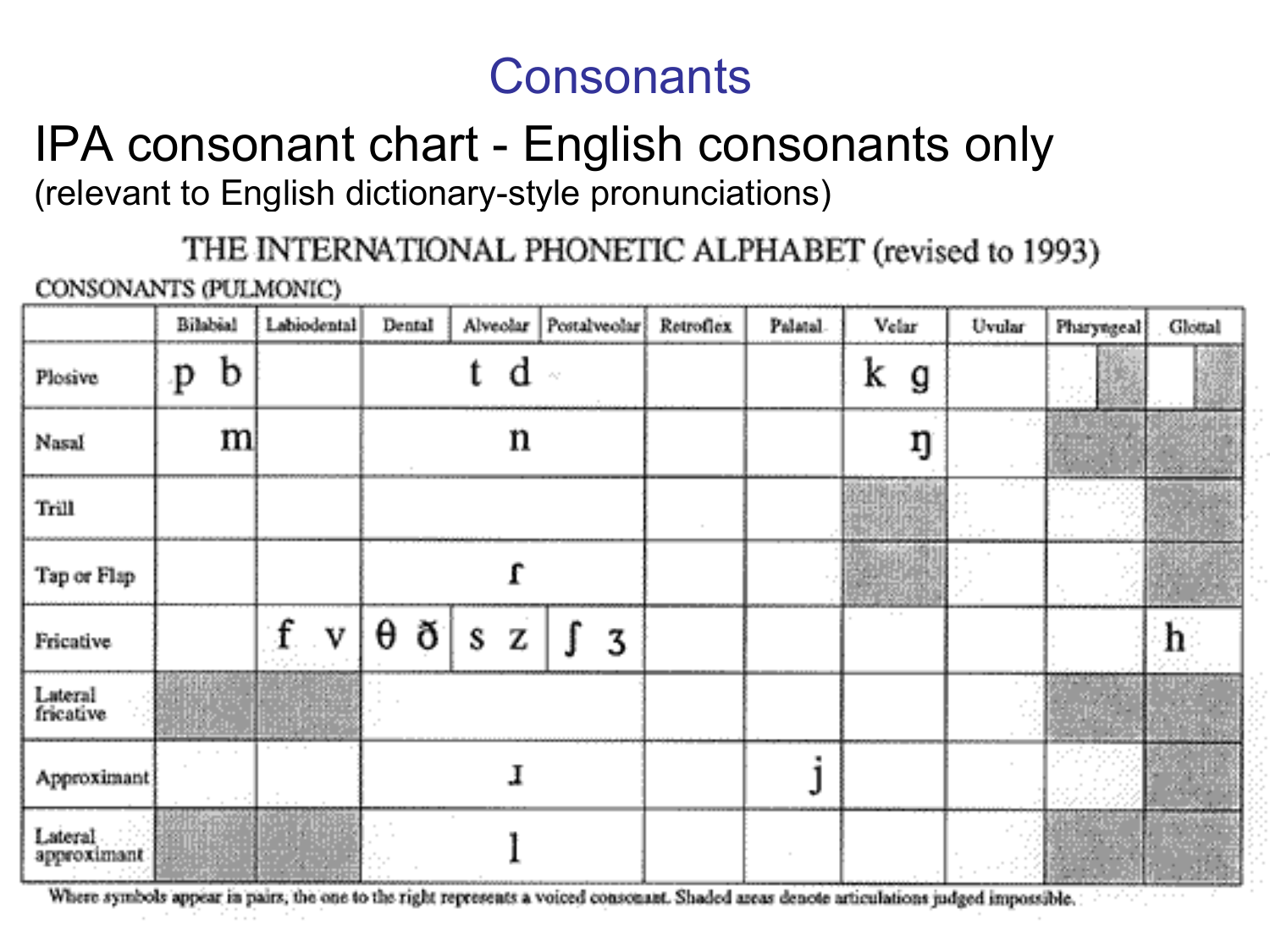# Consonants

## IPA consonant chart - English consonants only

(relevant to English dictionary-style pronunciations)

THE INTERNATIONAL PHONETIC ALPHABET (revised to 1993)

CONSONANTS (PULMONIC)

| | Bilabial | Labiodental | Dental | Alveolar | Postalveolar | Retroflex | Palatal | Velar | Uvular | Pharyngeal | Glottal |
|---|---|---|---|---|---|---|---|---|---|---|---|
| Plosive | p b | | | t d | | | | k g | | | |
| Nasal | m | | | n | | | | ŋ | | | |
| Trill | | | | | | | | | | | |
| Tap or Flap | | | | ɾ | | | | | | | |
| Fricative | | f v | θ ð | s z | ʃ ʒ | | | | | | h |
| Lateral fricative | | | | | | | | | | | |
| Approximant | | | | ɹ | | | j | | | | |
| Lateral approximant | | | | l | | | | | | | |

Where symbols appear in pairs, the one to the right represents a voiced consonant. Shaded areas denote articulations judged impossible.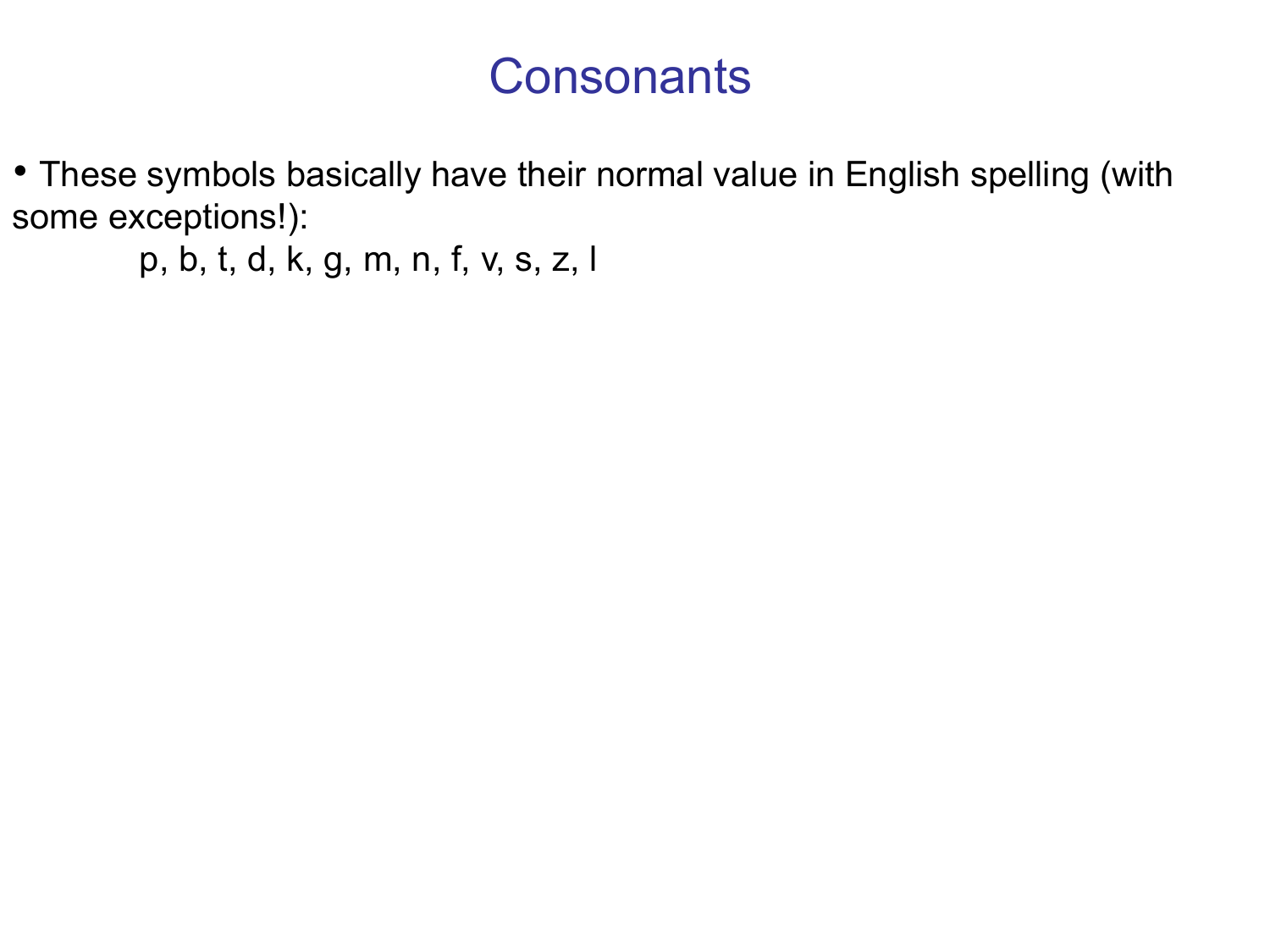# Consonants

- These symbols basically have their normal value in English spelling (with some exceptions!):

  p, b, t, d, k, g, m, n, f, v, s, z, l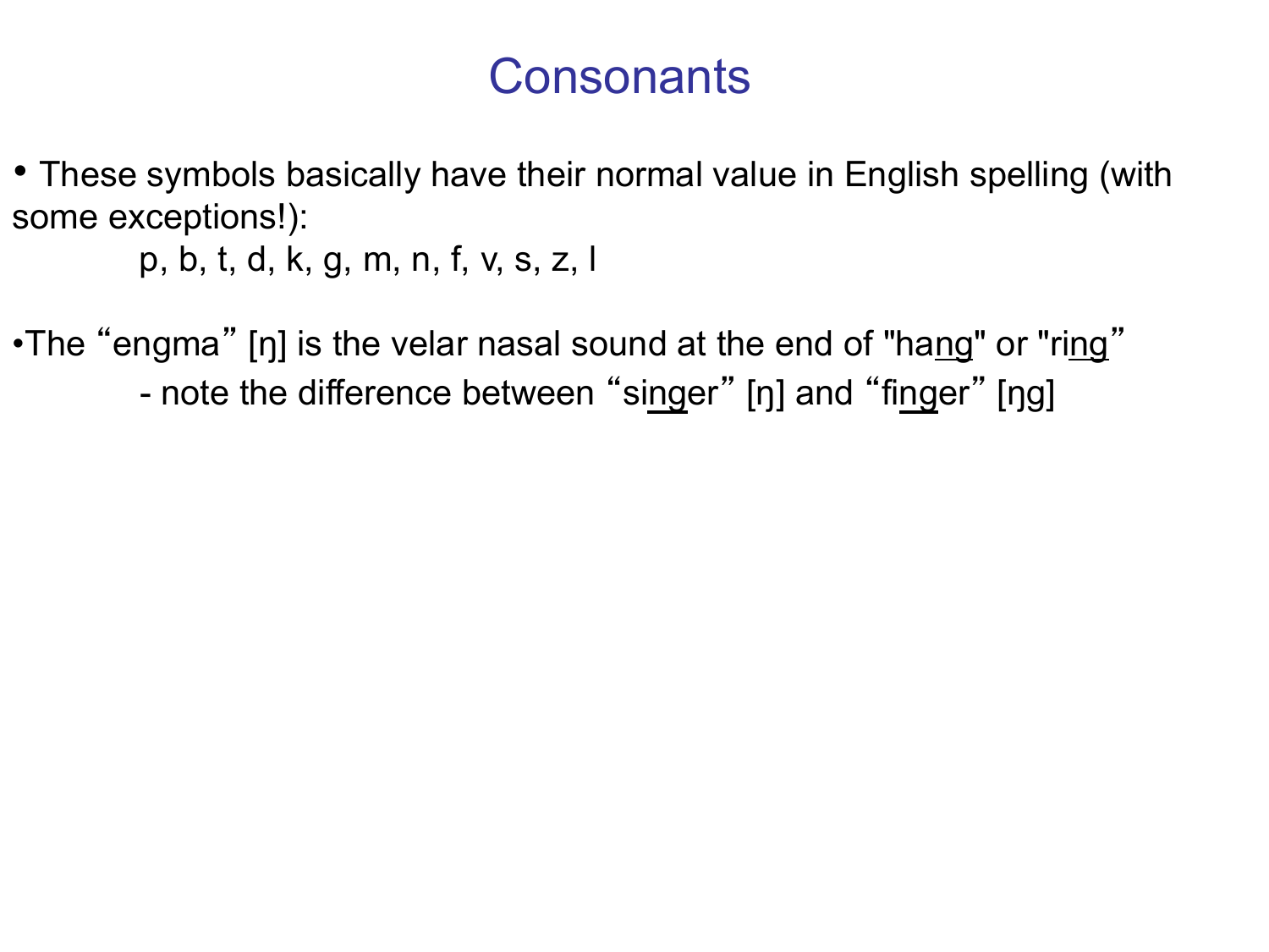# Consonants

- These symbols basically have their normal value in English spelling (with some exceptions!):

  p, b, t, d, k, g, m, n, f, v, s, z, l

- The "engma" [ŋ] is the velar nasal sound at the end of "hang" or "ring"

  - note the difference between "singer" [ŋ] and "finger" [ŋg]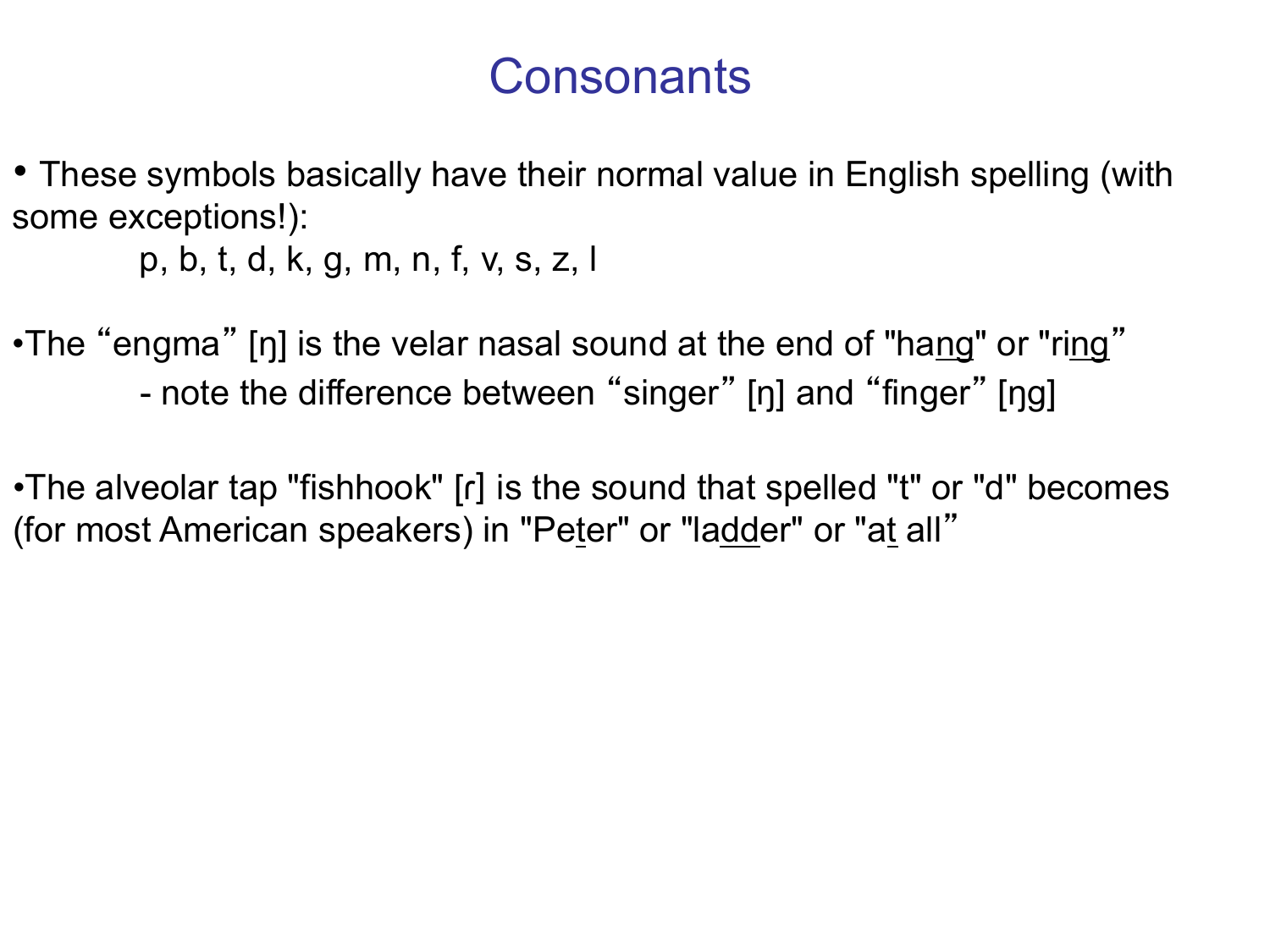# Consonants

- These symbols basically have their normal value in English spelling (with some exceptions!):

    p, b, t, d, k, g, m, n, f, v, s, z, l

- The "engma" [ŋ] is the velar nasal sound at the end of "hang" or "ring"
    - note the difference between "singer" [ŋ] and "finger" [ŋg]

- The alveolar tap "fishhook" [ɾ] is the sound that spelled "t" or "d" becomes (for most American speakers) in "Peter" or "ladder" or "at all"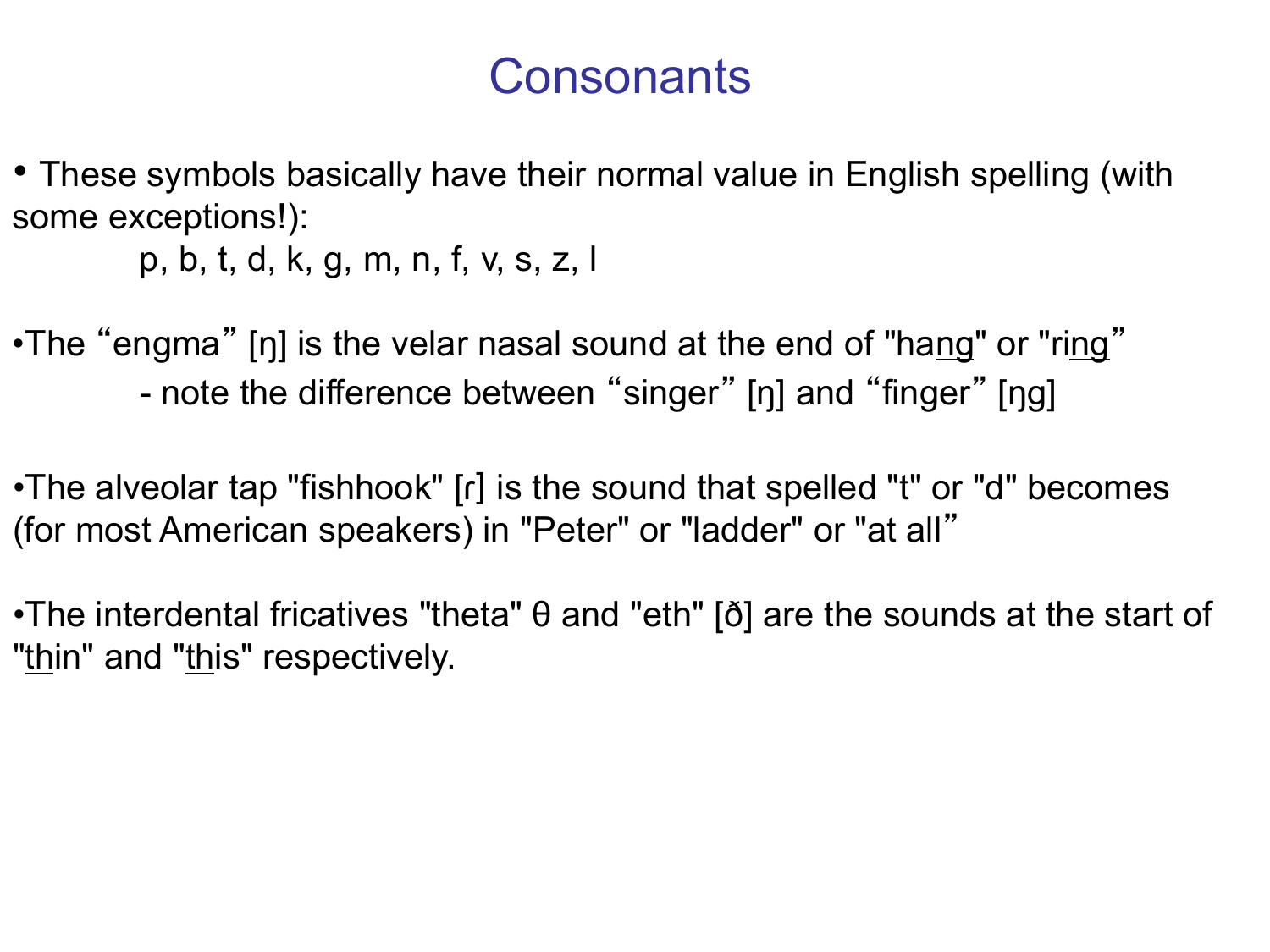# Consonants

- These symbols basically have their normal value in English spelling (with some exceptions!):

  p, b, t, d, k, g, m, n, f, v, s, z, l

- The “engma” [ŋ] is the velar nasal sound at the end of "ha<u>ng</u>" or "ri<u>ng</u>”
  - note the difference between “singer” [ŋ] and “finger” [ŋg]

- The alveolar tap "fishhook" [ɾ] is the sound that spelled "t" or "d" becomes (for most American speakers) in "Peter" or "ladder" or "at all”

- The interdental fricatives "theta" θ and "eth" [ð] are the sounds at the start of "<u>th</u>in" and "<u>th</u>is" respectively.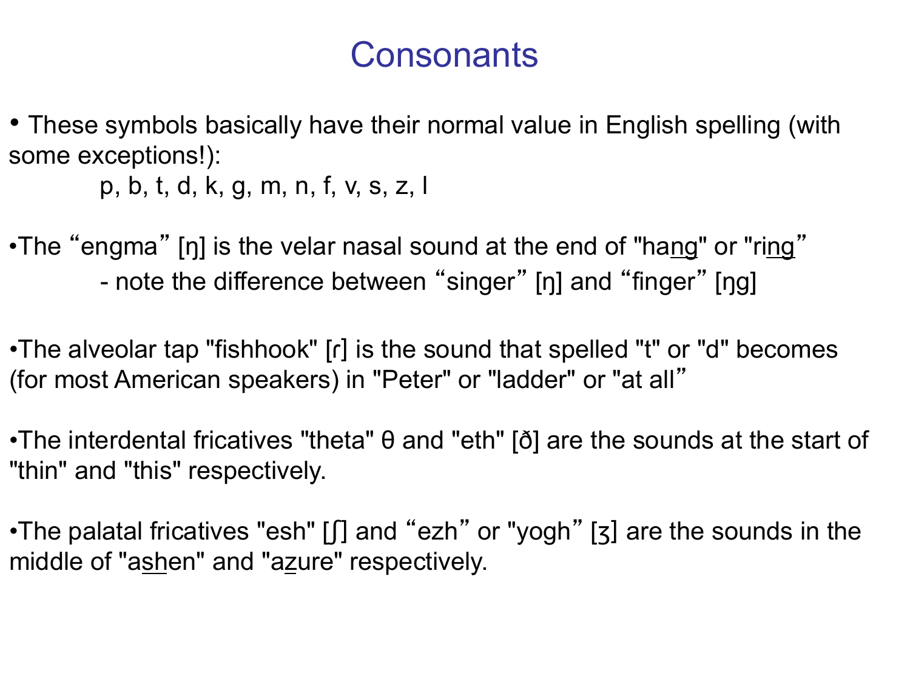# Consonants

- These symbols basically have their normal value in English spelling (with some exceptions!):

    p, b, t, d, k, g, m, n, f, v, s, z, l

- The “engma” [ŋ] is the velar nasal sound at the end of "hang" or "ring”
    - note the difference between “singer” [ŋ] and “finger” [ŋg]

- The alveolar tap "fishhook" [ɾ] is the sound that spelled "t" or "d" becomes (for most American speakers) in "Peter" or "ladder" or "at all”

- The interdental fricatives "theta" θ and "eth" [ð] are the sounds at the start of "thin" and "this" respectively.

- The palatal fricatives "esh" [ʃ] and “ezh” or "yogh” [ʒ] are the sounds in the middle of "ashen" and "azure" respectively.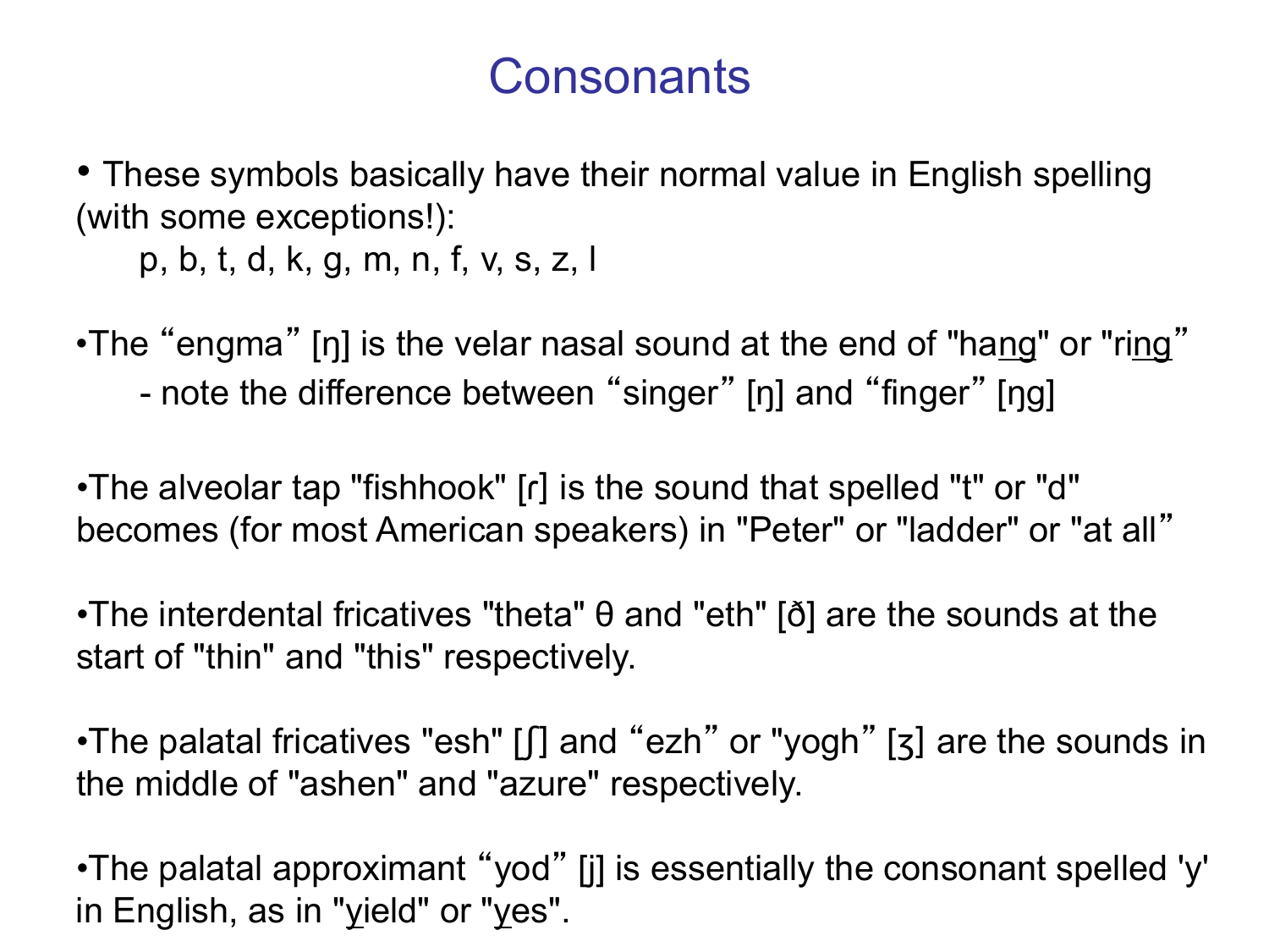# Consonants

- These symbols basically have their normal value in English spelling (with some exceptions!):

  p, b, t, d, k, g, m, n, f, v, s, z, l

- The "engma" [ŋ] is the velar nasal sound at the end of "hang" or "ring"
  - note the difference between "singer" [ŋ] and "finger" [ŋg]

- The alveolar tap "fishhook" [ɾ] is the sound that spelled "t" or "d" becomes (for most American speakers) in "Peter" or "ladder" or "at all"

- The interdental fricatives "theta" θ and "eth" [ð] are the sounds at the start of "thin" and "this" respectively.

- The palatal fricatives "esh" [ʃ] and "ezh" or "yogh" [ʒ] are the sounds in the middle of "ashen" and "azure" respectively.

- The palatal approximant "yod" [j] is essentially the consonant spelled 'y' in English, as in "yield" or "yes".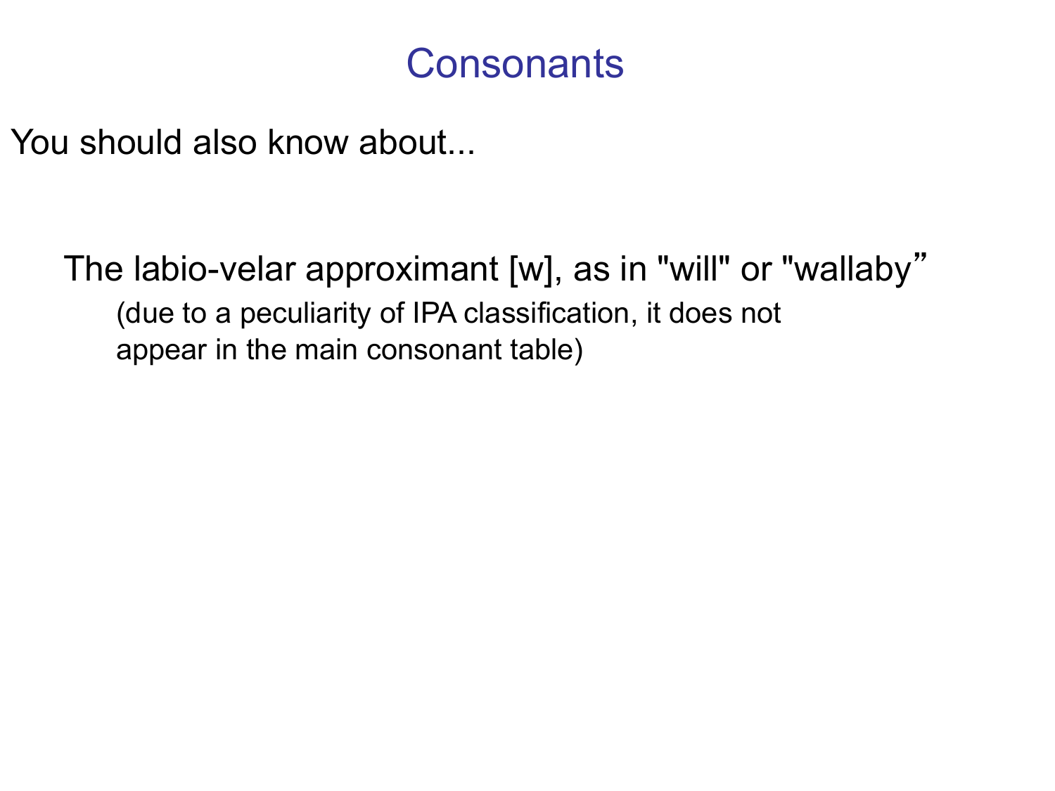# Consonants

You should also know about...

The labio-velar approximant [w], as in "will" or "wallaby"

(due to a peculiarity of IPA classification, it does not appear in the main consonant table)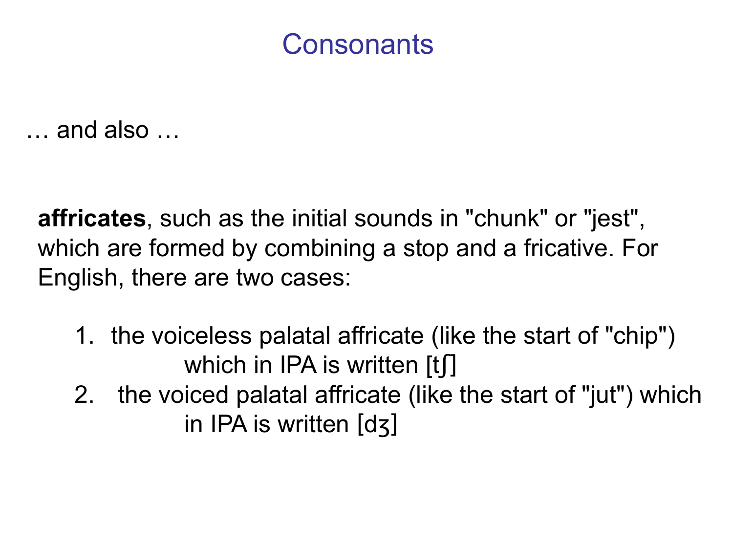# Consonants

… and also …

**affricates**, such as the initial sounds in "chunk" or "jest", which are formed by combining a stop and a fricative. For English, there are two cases:

1. the voiceless palatal affricate (like the start of "chip") which in IPA is written [tʃ]
2. the voiced palatal affricate (like the start of "jut") which in IPA is written [dʒ]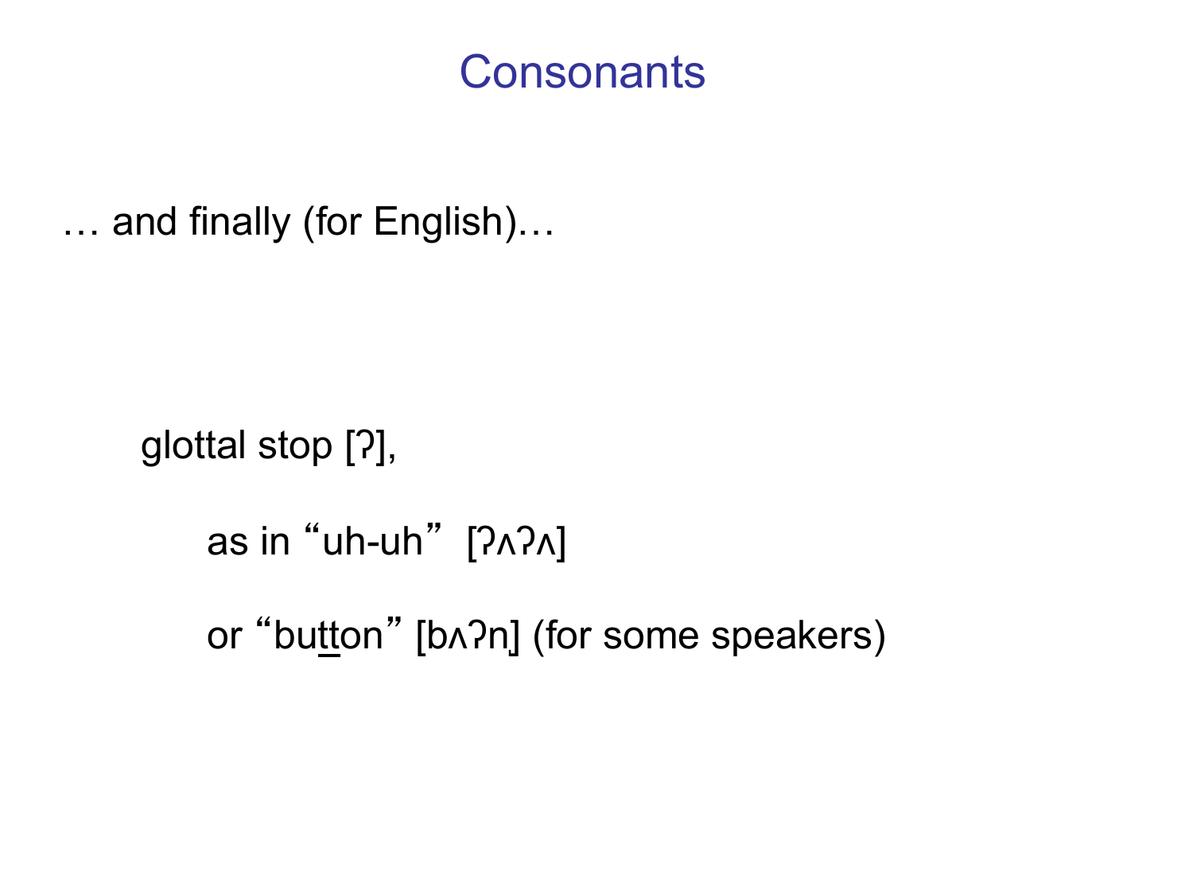# Consonants

… and finally (for English)…

glottal stop [ʔ],

as in "uh-uh" [ʔʌʔʌ]

or "bu<u>tt</u>on" [bʌʔn̩] (for some speakers)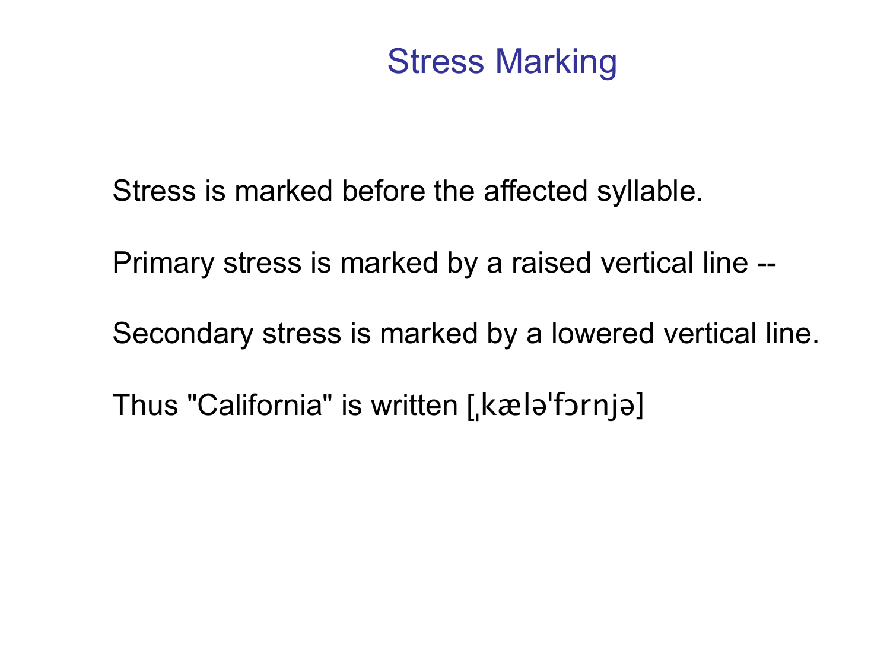# Stress Marking

Stress is marked before the affected syllable.

Primary stress is marked by a raised vertical line --

Secondary stress is marked by a lowered vertical line.

Thus "California" is written [ˌkæləˈfɔrnjə]